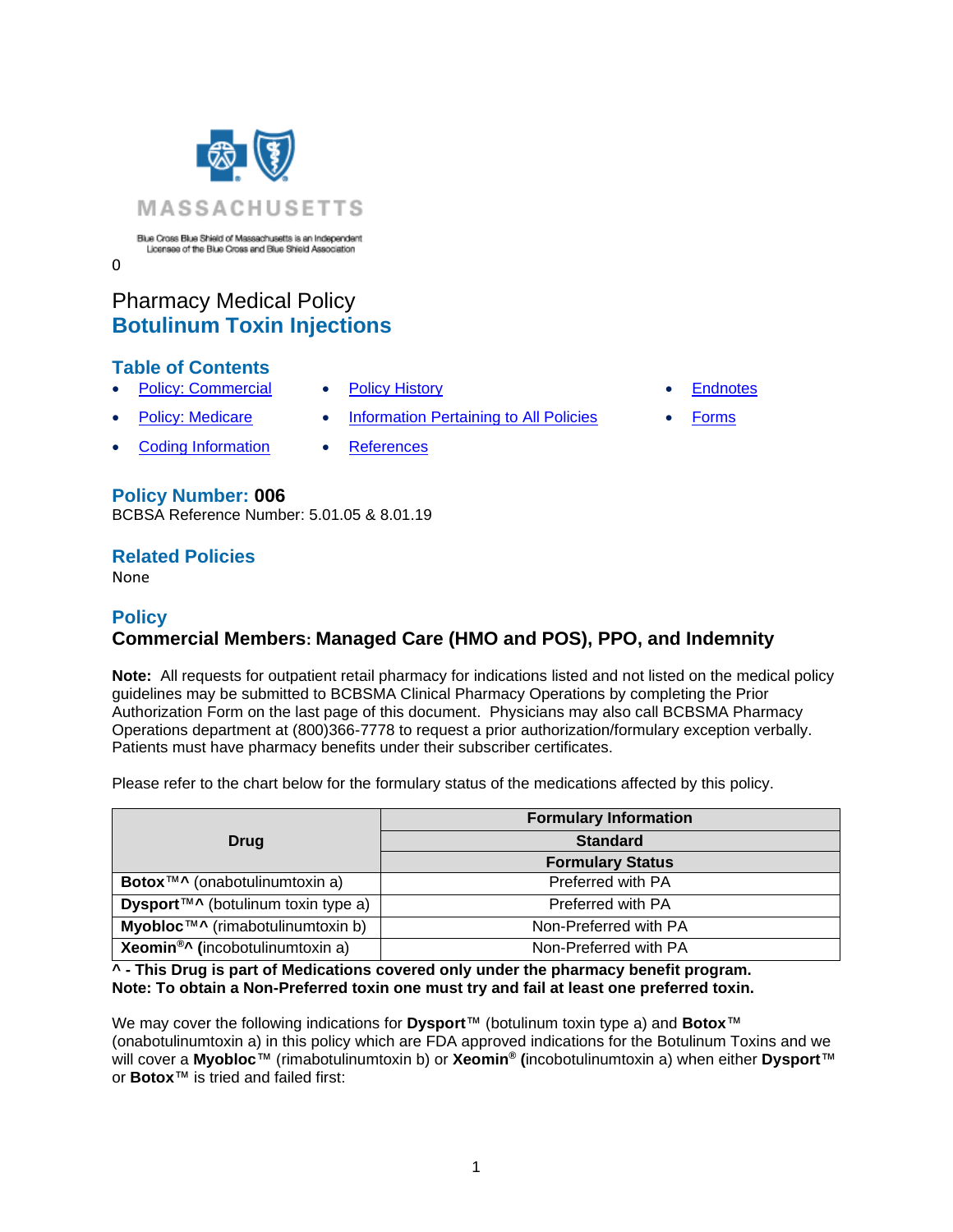Blue Cross Blue Shield of Massachusetts is an Independent Licensee of the Blue Cross and Blue Shield Association

0

# Pharmacy Medical Policy
# Botulinum Toxin Injections

## Table of Contents

- Policy: Commercial
- Policy: Medicare
- Coding Information
- Policy History
- Information Pertaining to All Policies
- References
- Endnotes
- Forms

## Policy Number: 006

BCBSA Reference Number: 5.01.05 & 8.01.19

## Related Policies

None

## Policy

### Commercial Members: Managed Care (HMO and POS), PPO, and Indemnity

**Note:** All requests for outpatient retail pharmacy for indications listed and not listed on the medical policy guidelines may be submitted to BCBSMA Clinical Pharmacy Operations by completing the Prior Authorization Form on the last page of this document. Physicians may also call BCBSMA Pharmacy Operations department at (800)366-7778 to request a prior authorization/formulary exception verbally. Patients must have pharmacy benefits under their subscriber certificates.

Please refer to the chart below for the formulary status of the medications affected by this policy.

| Drug | Formulary Information |
|---|---|
| | Standard |
| | Formulary Status |
| **Botox™^** (onabotulinumtoxin a) | Preferred with PA |
| **Dysport™^** (botulinum toxin type a) | Preferred with PA |
| **Myobloc™^** (rimabotulinumtoxin b) | Non-Preferred with PA |
| **Xeomin®^ (**incobotulinumtoxin a) | Non-Preferred with PA |

**^ - This Drug is part of Medications covered only under the pharmacy benefit program.**
**Note: To obtain a Non-Preferred toxin one must try and fail at least one preferred toxin.**

We may cover the following indications for **Dysport**™ (botulinum toxin type a) and **Botox**™ (onabotulinumtoxin a) in this policy which are FDA approved indications for the Botulinum Toxins and we will cover a **Myobloc**™ (rimabotulinumtoxin b) or **Xeomin® (**incobotulinumtoxin a) when either **Dysport**™ or **Botox**™ is tried and failed first: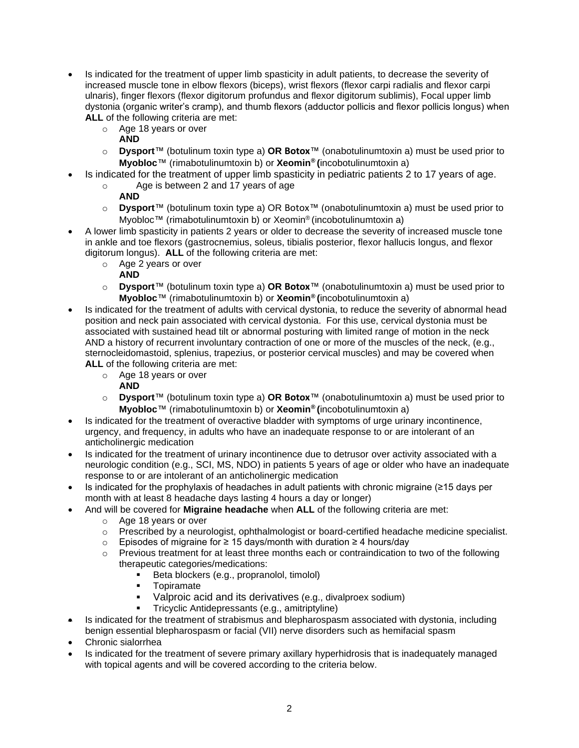- Is indicated for the treatment of upper limb spasticity in adult patients, to decrease the severity of increased muscle tone in elbow flexors (biceps), wrist flexors (flexor carpi radialis and flexor carpi ulnaris), finger flexors (flexor digitorum profundus and flexor digitorum sublimis), Focal upper limb dystonia (organic writer's cramp), and thumb flexors (adductor pollicis and flexor pollicis longus) when **ALL** of the following criteria are met:
  - Age 18 years or over
    **AND**
  - **Dysport**™ (botulinum toxin type a) **OR Botox**™ (onabotulinumtoxin a) must be used prior to **Myobloc**™ (rimabotulinumtoxin b) or **Xeomin® (**incobotulinumtoxin a)
- Is indicated for the treatment of upper limb spasticity in pediatric patients 2 to 17 years of age.
  - Age is between 2 and 17 years of age
    **AND**
  - **Dysport**™ (botulinum toxin type a) OR Botox™ (onabotulinumtoxin a) must be used prior to Myobloc™ (rimabotulinumtoxin b) or Xeomin® (incobotulinumtoxin a)
- A lower limb spasticity in patients 2 years or older to decrease the severity of increased muscle tone in ankle and toe flexors (gastrocnemius, soleus, tibialis posterior, flexor hallucis longus, and flexor digitorum longus). **ALL** of the following criteria are met:
  - Age 2 years or over
    **AND**
  - **Dysport**™ (botulinum toxin type a) **OR Botox**™ (onabotulinumtoxin a) must be used prior to **Myobloc**™ (rimabotulinumtoxin b) or **Xeomin® (**incobotulinumtoxin a)
- Is indicated for the treatment of adults with cervical dystonia, to reduce the severity of abnormal head position and neck pain associated with cervical dystonia. For this use, cervical dystonia must be associated with sustained head tilt or abnormal posturing with limited range of motion in the neck AND a history of recurrent involuntary contraction of one or more of the muscles of the neck, (e.g., sternocleidomastoid, splenius, trapezius, or posterior cervical muscles) and may be covered when **ALL** of the following criteria are met:
  - Age 18 years or over
    **AND**
  - **Dysport**™ (botulinum toxin type a) **OR Botox**™ (onabotulinumtoxin a) must be used prior to **Myobloc**™ (rimabotulinumtoxin b) or **Xeomin® (**incobotulinumtoxin a)
- Is indicated for the treatment of overactive bladder with symptoms of urge urinary incontinence, urgency, and frequency, in adults who have an inadequate response to or are intolerant of an anticholinergic medication
- Is indicated for the treatment of urinary incontinence due to detrusor over activity associated with a neurologic condition (e.g., SCI, MS, NDO) in patients 5 years of age or older who have an inadequate response to or are intolerant of an anticholinergic medication
- Is indicated for the prophylaxis of headaches in adult patients with chronic migraine (≥15 days per month with at least 8 headache days lasting 4 hours a day or longer)
- And will be covered for **Migraine headache** when **ALL** of the following criteria are met:
  - Age 18 years or over
  - Prescribed by a neurologist, ophthalmologist or board-certified headache medicine specialist.
  - Episodes of migraine for ≥ 15 days/month with duration ≥ 4 hours/day
  - Previous treatment for at least three months each or contraindication to two of the following therapeutic categories/medications:
    - Beta blockers (e.g., propranolol, timolol)
    - Topiramate
    - Valproic acid and its derivatives (e.g., divalproex sodium)
    - Tricyclic Antidepressants (e.g., amitriptyline)
- Is indicated for the treatment of strabismus and blepharospasm associated with dystonia, including benign essential blepharospasm or facial (VII) nerve disorders such as hemifacial spasm
- Chronic sialorrhea
- Is indicated for the treatment of severe primary axillary hyperhidrosis that is inadequately managed with topical agents and will be covered according to the criteria below.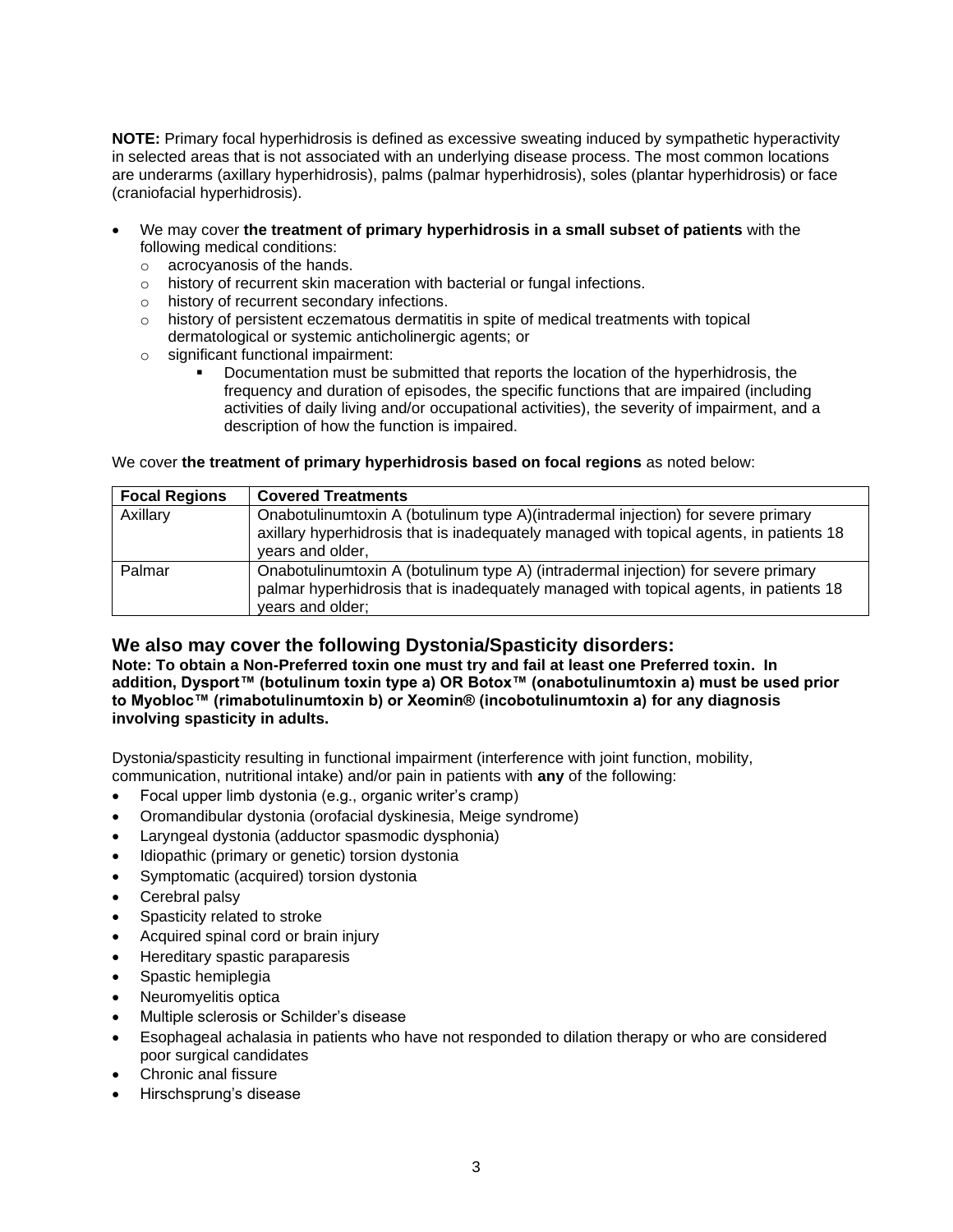**NOTE:** Primary focal hyperhidrosis is defined as excessive sweating induced by sympathetic hyperactivity in selected areas that is not associated with an underlying disease process. The most common locations are underarms (axillary hyperhidrosis), palms (palmar hyperhidrosis), soles (plantar hyperhidrosis) or face (craniofacial hyperhidrosis).

- We may cover **the treatment of primary hyperhidrosis in a small subset of patients** with the following medical conditions:
  - acrocyanosis of the hands.
  - history of recurrent skin maceration with bacterial or fungal infections.
  - history of recurrent secondary infections.
  - history of persistent eczematous dermatitis in spite of medical treatments with topical dermatological or systemic anticholinergic agents; or
  - significant functional impairment:
    - Documentation must be submitted that reports the location of the hyperhidrosis, the frequency and duration of episodes, the specific functions that are impaired (including activities of daily living and/or occupational activities), the severity of impairment, and a description of how the function is impaired.

We cover **the treatment of primary hyperhidrosis based on focal regions** as noted below:

| Focal Regions | Covered Treatments |
|---|---|
| Axillary | Onabotulinumtoxin A (botulinum type A)(intradermal injection) for severe primary axillary hyperhidrosis that is inadequately managed with topical agents, in patients 18 years and older, |
| Palmar | Onabotulinumtoxin A (botulinum type A) (intradermal injection) for severe primary palmar hyperhidrosis that is inadequately managed with topical agents, in patients 18 years and older; |

## We also may cover the following Dystonia/Spasticity disorders:

**Note: To obtain a Non-Preferred toxin one must try and fail at least one Preferred toxin. In addition, Dysport™ (botulinum toxin type a) OR Botox™ (onabotulinumtoxin a) must be used prior to Myobloc™ (rimabotulinumtoxin b) or Xeomin® (incobotulinumtoxin a) for any diagnosis involving spasticity in adults.**

Dystonia/spasticity resulting in functional impairment (interference with joint function, mobility, communication, nutritional intake) and/or pain in patients with **any** of the following:

- Focal upper limb dystonia (e.g., organic writer's cramp)
- Oromandibular dystonia (orofacial dyskinesia, Meige syndrome)
- Laryngeal dystonia (adductor spasmodic dysphonia)
- Idiopathic (primary or genetic) torsion dystonia
- Symptomatic (acquired) torsion dystonia
- Cerebral palsy
- Spasticity related to stroke
- Acquired spinal cord or brain injury
- Hereditary spastic paraparesis
- Spastic hemiplegia
- Neuromyelitis optica
- Multiple sclerosis or Schilder's disease
- Esophageal achalasia in patients who have not responded to dilation therapy or who are considered poor surgical candidates
- Chronic anal fissure
- Hirschsprung's disease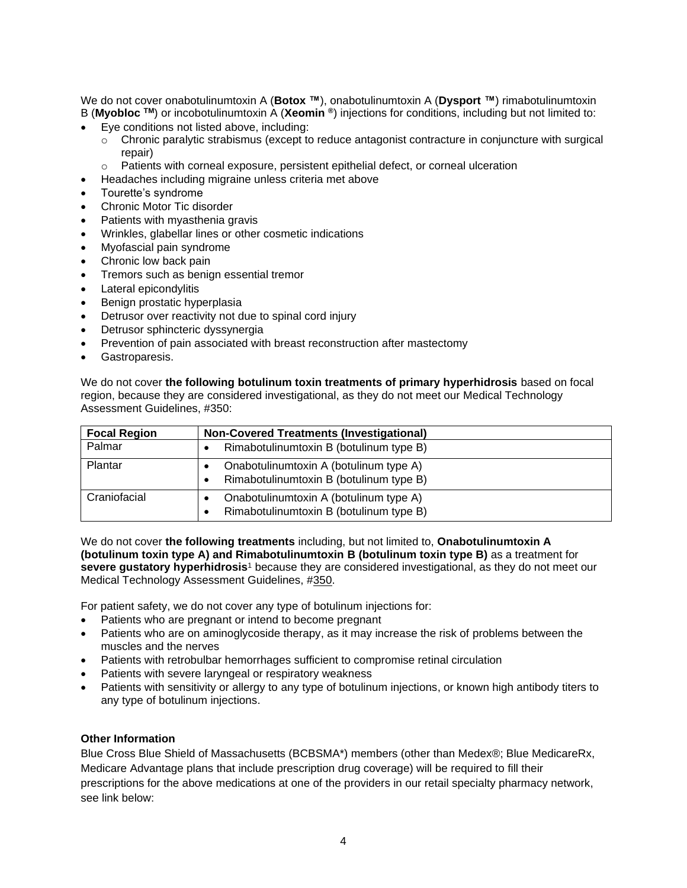We do not cover onabotulinumtoxin A (**Botox ™**), onabotulinumtoxin A (**Dysport ™**) rimabotulinumtoxin B (**Myobloc ™**) or incobotulinumtoxin A (**Xeomin ®**) injections for conditions, including but not limited to:

- Eye conditions not listed above, including:
  - Chronic paralytic strabismus (except to reduce antagonist contracture in conjuncture with surgical repair)
  - Patients with corneal exposure, persistent epithelial defect, or corneal ulceration
- Headaches including migraine unless criteria met above
- Tourette's syndrome
- Chronic Motor Tic disorder
- Patients with myasthenia gravis
- Wrinkles, glabellar lines or other cosmetic indications
- Myofascial pain syndrome
- Chronic low back pain
- Tremors such as benign essential tremor
- Lateral epicondylitis
- Benign prostatic hyperplasia
- Detrusor over reactivity not due to spinal cord injury
- Detrusor sphincteric dyssynergia
- Prevention of pain associated with breast reconstruction after mastectomy
- Gastroparesis.

We do not cover **the following botulinum toxin treatments of primary hyperhidrosis** based on focal region, because they are considered investigational, as they do not meet our Medical Technology Assessment Guidelines, #350:

| Focal Region | Non-Covered Treatments (Investigational) |
|---|---|
| Palmar | • Rimabotulinumtoxin B (botulinum type B) |
| Plantar | • Onabotulinumtoxin A (botulinum type A)<br>• Rimabotulinumtoxin B (botulinum type B) |
| Craniofacial | • Onabotulinumtoxin A (botulinum type A)<br>• Rimabotulinumtoxin B (botulinum type B) |

We do not cover **the following treatments** including, but not limited to, **Onabotulinumtoxin A (botulinum toxin type A) and Rimabotulinumtoxin B (botulinum toxin type B)** as a treatment for **severe gustatory hyperhidrosis**[1] because they are considered investigational, as they do not meet our Medical Technology Assessment Guidelines, #350.

For patient safety, we do not cover any type of botulinum injections for:

- Patients who are pregnant or intend to become pregnant
- Patients who are on aminoglycoside therapy, as it may increase the risk of problems between the muscles and the nerves
- Patients with retrobulbar hemorrhages sufficient to compromise retinal circulation
- Patients with severe laryngeal or respiratory weakness
- Patients with sensitivity or allergy to any type of botulinum injections, or known high antibody titers to any type of botulinum injections.

**Other Information**

Blue Cross Blue Shield of Massachusetts (BCBSMA*) members (other than Medex®; Blue MedicareRx, Medicare Advantage plans that include prescription drug coverage) will be required to fill their prescriptions for the above medications at one of the providers in our retail specialty pharmacy network, see link below: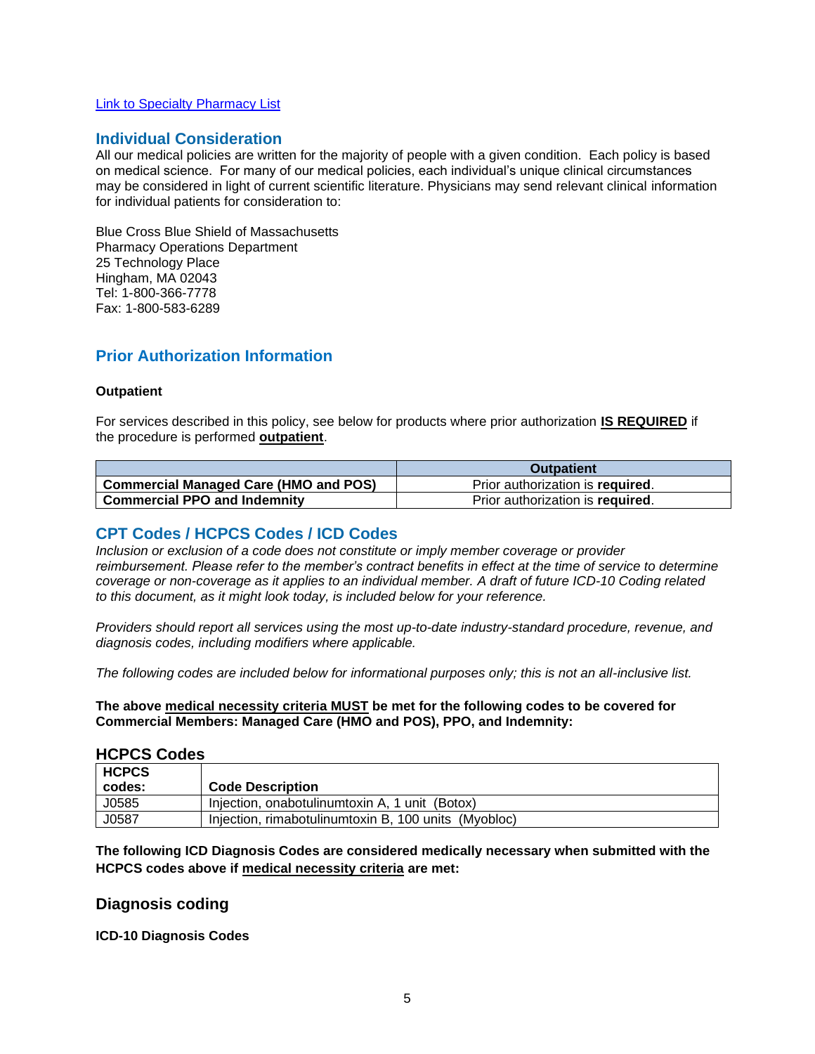[Link to Specialty Pharmacy List]

## Individual Consideration

All our medical policies are written for the majority of people with a given condition. Each policy is based on medical science. For many of our medical policies, each individual's unique clinical circumstances may be considered in light of current scientific literature. Physicians may send relevant clinical information for individual patients for consideration to:

Blue Cross Blue Shield of Massachusetts
Pharmacy Operations Department
25 Technology Place
Hingham, MA 02043
Tel: 1-800-366-7778
Fax: 1-800-583-6289

## Prior Authorization Information

**Outpatient**

For services described in this policy, see below for products where prior authorization **IS REQUIRED** if the procedure is performed **outpatient**.

| | Outpatient |
|---|---|
| **Commercial Managed Care (HMO and POS)** | Prior authorization is **required**. |
| **Commercial PPO and Indemnity** | Prior authorization is **required**. |

## CPT Codes / HCPCS Codes / ICD Codes

*Inclusion or exclusion of a code does not constitute or imply member coverage or provider reimbursement. Please refer to the member's contract benefits in effect at the time of service to determine coverage or non-coverage as it applies to an individual member. A draft of future ICD-10 Coding related to this document, as it might look today, is included below for your reference.*

*Providers should report all services using the most up-to-date industry-standard procedure, revenue, and diagnosis codes, including modifiers where applicable.*

*The following codes are included below for informational purposes only; this is not an all-inclusive list.*

**The above medical necessity criteria MUST be met for the following codes to be covered for Commercial Members: Managed Care (HMO and POS), PPO, and Indemnity:**

### HCPCS Codes

| HCPCS codes: | Code Description |
|---|---|
| J0585 | Injection, onabotulinumtoxin A, 1 unit (Botox) |
| J0587 | Injection, rimabotulinumtoxin B, 100 units (Myobloc) |

**The following ICD Diagnosis Codes are considered medically necessary when submitted with the HCPCS codes above if medical necessity criteria are met:**

### Diagnosis coding

**ICD-10 Diagnosis Codes**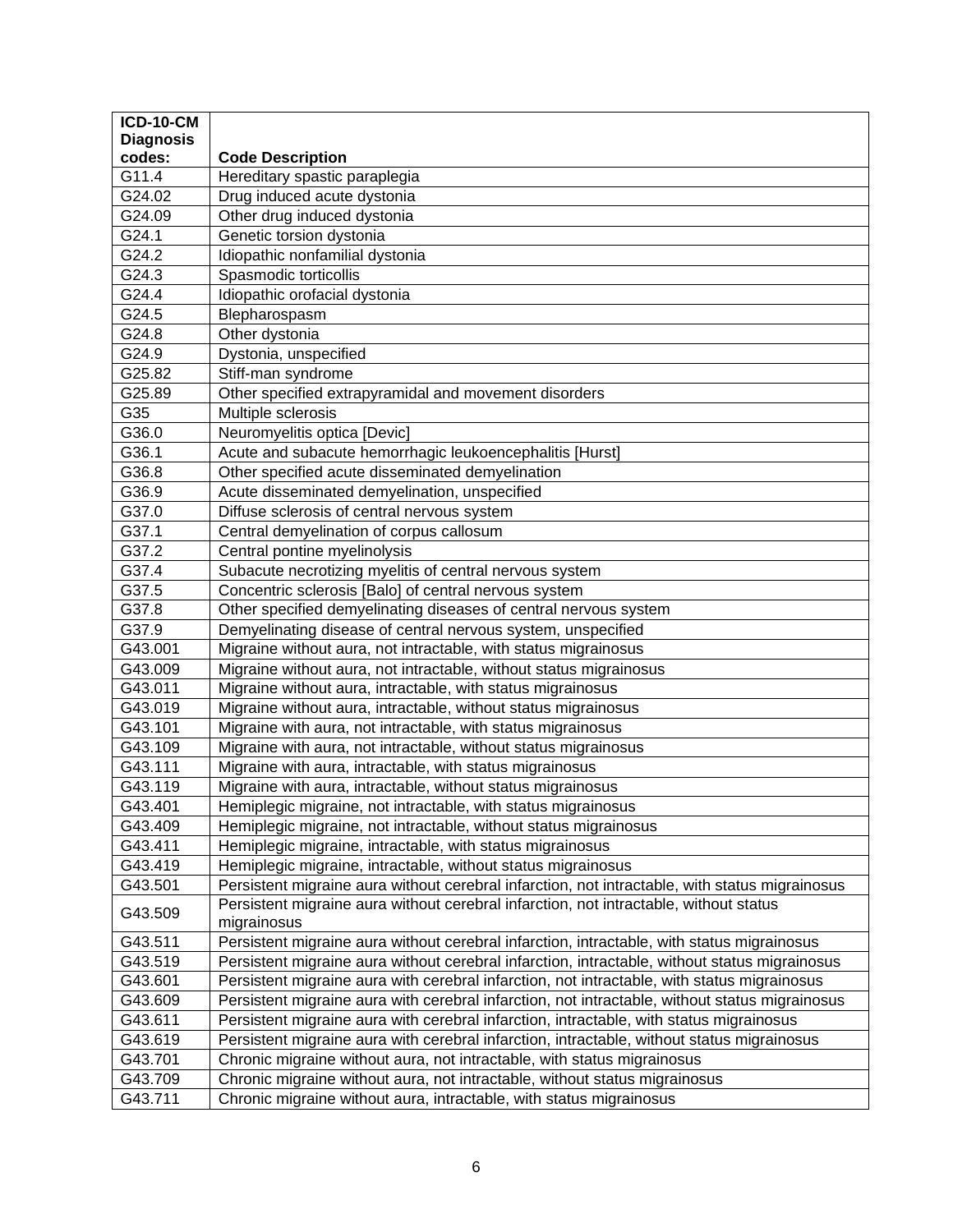| ICD-10-CM Diagnosis codes: | Code Description |
|---|---|
| G11.4 | Hereditary spastic paraplegia |
| G24.02 | Drug induced acute dystonia |
| G24.09 | Other drug induced dystonia |
| G24.1 | Genetic torsion dystonia |
| G24.2 | Idiopathic nonfamilial dystonia |
| G24.3 | Spasmodic torticollis |
| G24.4 | Idiopathic orofacial dystonia |
| G24.5 | Blepharospasm |
| G24.8 | Other dystonia |
| G24.9 | Dystonia, unspecified |
| G25.82 | Stiff-man syndrome |
| G25.89 | Other specified extrapyramidal and movement disorders |
| G35 | Multiple sclerosis |
| G36.0 | Neuromyelitis optica [Devic] |
| G36.1 | Acute and subacute hemorrhagic leukoencephalitis [Hurst] |
| G36.8 | Other specified acute disseminated demyelination |
| G36.9 | Acute disseminated demyelination, unspecified |
| G37.0 | Diffuse sclerosis of central nervous system |
| G37.1 | Central demyelination of corpus callosum |
| G37.2 | Central pontine myelinolysis |
| G37.4 | Subacute necrotizing myelitis of central nervous system |
| G37.5 | Concentric sclerosis [Balo] of central nervous system |
| G37.8 | Other specified demyelinating diseases of central nervous system |
| G37.9 | Demyelinating disease of central nervous system, unspecified |
| G43.001 | Migraine without aura, not intractable, with status migrainosus |
| G43.009 | Migraine without aura, not intractable, without status migrainosus |
| G43.011 | Migraine without aura, intractable, with status migrainosus |
| G43.019 | Migraine without aura, intractable, without status migrainosus |
| G43.101 | Migraine with aura, not intractable, with status migrainosus |
| G43.109 | Migraine with aura, not intractable, without status migrainosus |
| G43.111 | Migraine with aura, intractable, with status migrainosus |
| G43.119 | Migraine with aura, intractable, without status migrainosus |
| G43.401 | Hemiplegic migraine, not intractable, with status migrainosus |
| G43.409 | Hemiplegic migraine, not intractable, without status migrainosus |
| G43.411 | Hemiplegic migraine, intractable, with status migrainosus |
| G43.419 | Hemiplegic migraine, intractable, without status migrainosus |
| G43.501 | Persistent migraine aura without cerebral infarction, not intractable, with status migrainosus |
| G43.509 | Persistent migraine aura without cerebral infarction, not intractable, without status migrainosus |
| G43.511 | Persistent migraine aura without cerebral infarction, intractable, with status migrainosus |
| G43.519 | Persistent migraine aura without cerebral infarction, intractable, without status migrainosus |
| G43.601 | Persistent migraine aura with cerebral infarction, not intractable, with status migrainosus |
| G43.609 | Persistent migraine aura with cerebral infarction, not intractable, without status migrainosus |
| G43.611 | Persistent migraine aura with cerebral infarction, intractable, with status migrainosus |
| G43.619 | Persistent migraine aura with cerebral infarction, intractable, without status migrainosus |
| G43.701 | Chronic migraine without aura, not intractable, with status migrainosus |
| G43.709 | Chronic migraine without aura, not intractable, without status migrainosus |
| G43.711 | Chronic migraine without aura, intractable, with status migrainosus |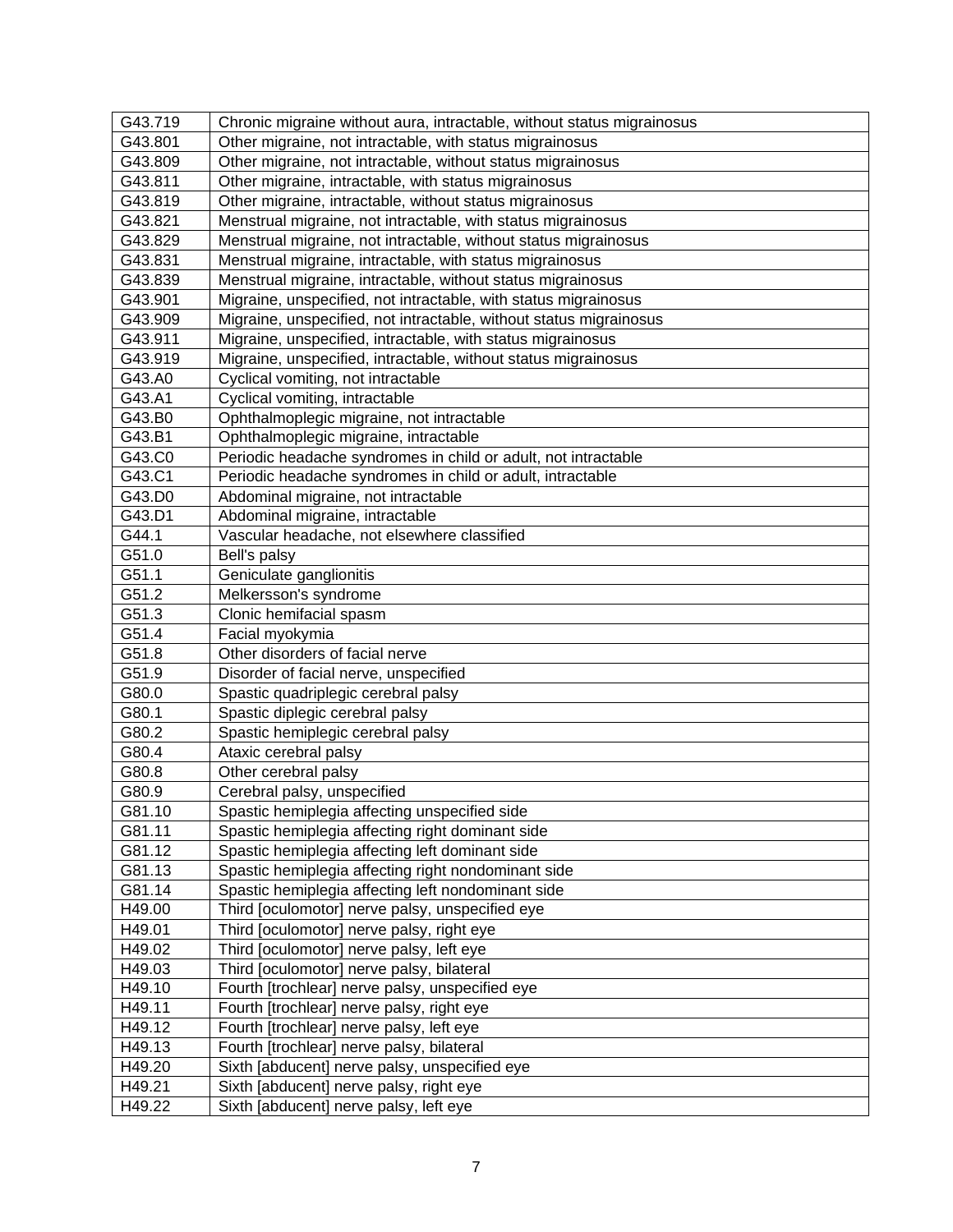| G43.719 | Chronic migraine without aura, intractable, without status migrainosus |
|---|---|
| G43.801 | Other migraine, not intractable, with status migrainosus |
| G43.809 | Other migraine, not intractable, without status migrainosus |
| G43.811 | Other migraine, intractable, with status migrainosus |
| G43.819 | Other migraine, intractable, without status migrainosus |
| G43.821 | Menstrual migraine, not intractable, with status migrainosus |
| G43.829 | Menstrual migraine, not intractable, without status migrainosus |
| G43.831 | Menstrual migraine, intractable, with status migrainosus |
| G43.839 | Menstrual migraine, intractable, without status migrainosus |
| G43.901 | Migraine, unspecified, not intractable, with status migrainosus |
| G43.909 | Migraine, unspecified, not intractable, without status migrainosus |
| G43.911 | Migraine, unspecified, intractable, with status migrainosus |
| G43.919 | Migraine, unspecified, intractable, without status migrainosus |
| G43.A0 | Cyclical vomiting, not intractable |
| G43.A1 | Cyclical vomiting, intractable |
| G43.B0 | Ophthalmoplegic migraine, not intractable |
| G43.B1 | Ophthalmoplegic migraine, intractable |
| G43.C0 | Periodic headache syndromes in child or adult, not intractable |
| G43.C1 | Periodic headache syndromes in child or adult, intractable |
| G43.D0 | Abdominal migraine, not intractable |
| G43.D1 | Abdominal migraine, intractable |
| G44.1 | Vascular headache, not elsewhere classified |
| G51.0 | Bell's palsy |
| G51.1 | Geniculate ganglionitis |
| G51.2 | Melkersson's syndrome |
| G51.3 | Clonic hemifacial spasm |
| G51.4 | Facial myokymia |
| G51.8 | Other disorders of facial nerve |
| G51.9 | Disorder of facial nerve, unspecified |
| G80.0 | Spastic quadriplegic cerebral palsy |
| G80.1 | Spastic diplegic cerebral palsy |
| G80.2 | Spastic hemiplegic cerebral palsy |
| G80.4 | Ataxic cerebral palsy |
| G80.8 | Other cerebral palsy |
| G80.9 | Cerebral palsy, unspecified |
| G81.10 | Spastic hemiplegia affecting unspecified side |
| G81.11 | Spastic hemiplegia affecting right dominant side |
| G81.12 | Spastic hemiplegia affecting left dominant side |
| G81.13 | Spastic hemiplegia affecting right nondominant side |
| G81.14 | Spastic hemiplegia affecting left nondominant side |
| H49.00 | Third [oculomotor] nerve palsy, unspecified eye |
| H49.01 | Third [oculomotor] nerve palsy, right eye |
| H49.02 | Third [oculomotor] nerve palsy, left eye |
| H49.03 | Third [oculomotor] nerve palsy, bilateral |
| H49.10 | Fourth [trochlear] nerve palsy, unspecified eye |
| H49.11 | Fourth [trochlear] nerve palsy, right eye |
| H49.12 | Fourth [trochlear] nerve palsy, left eye |
| H49.13 | Fourth [trochlear] nerve palsy, bilateral |
| H49.20 | Sixth [abducent] nerve palsy, unspecified eye |
| H49.21 | Sixth [abducent] nerve palsy, right eye |
| H49.22 | Sixth [abducent] nerve palsy, left eye |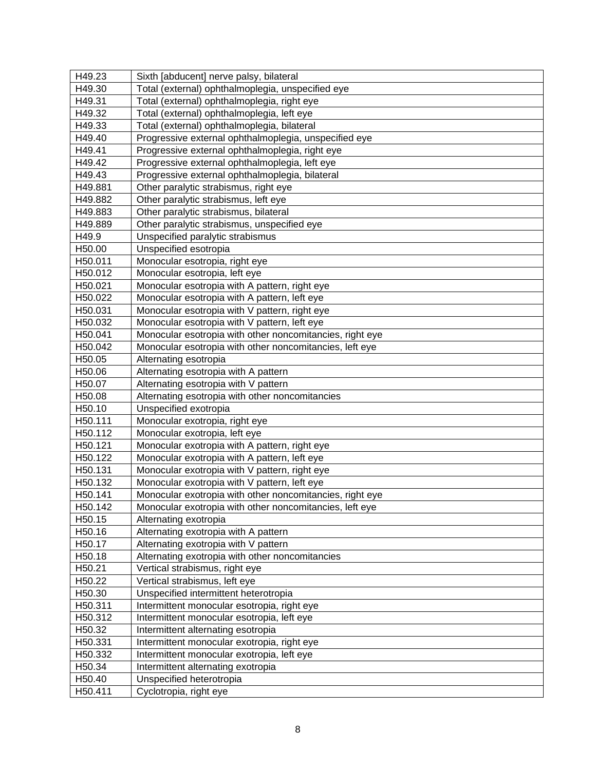| | |
|---|---|
| H49.23 | Sixth [abducent] nerve palsy, bilateral |
| H49.30 | Total (external) ophthalmoplegia, unspecified eye |
| H49.31 | Total (external) ophthalmoplegia, right eye |
| H49.32 | Total (external) ophthalmoplegia, left eye |
| H49.33 | Total (external) ophthalmoplegia, bilateral |
| H49.40 | Progressive external ophthalmoplegia, unspecified eye |
| H49.41 | Progressive external ophthalmoplegia, right eye |
| H49.42 | Progressive external ophthalmoplegia, left eye |
| H49.43 | Progressive external ophthalmoplegia, bilateral |
| H49.881 | Other paralytic strabismus, right eye |
| H49.882 | Other paralytic strabismus, left eye |
| H49.883 | Other paralytic strabismus, bilateral |
| H49.889 | Other paralytic strabismus, unspecified eye |
| H49.9 | Unspecified paralytic strabismus |
| H50.00 | Unspecified esotropia |
| H50.011 | Monocular esotropia, right eye |
| H50.012 | Monocular esotropia, left eye |
| H50.021 | Monocular esotropia with A pattern, right eye |
| H50.022 | Monocular esotropia with A pattern, left eye |
| H50.031 | Monocular esotropia with V pattern, right eye |
| H50.032 | Monocular esotropia with V pattern, left eye |
| H50.041 | Monocular esotropia with other noncomitancies, right eye |
| H50.042 | Monocular esotropia with other noncomitancies, left eye |
| H50.05 | Alternating esotropia |
| H50.06 | Alternating esotropia with A pattern |
| H50.07 | Alternating esotropia with V pattern |
| H50.08 | Alternating esotropia with other noncomitancies |
| H50.10 | Unspecified exotropia |
| H50.111 | Monocular exotropia, right eye |
| H50.112 | Monocular exotropia, left eye |
| H50.121 | Monocular exotropia with A pattern, right eye |
| H50.122 | Monocular exotropia with A pattern, left eye |
| H50.131 | Monocular exotropia with V pattern, right eye |
| H50.132 | Monocular exotropia with V pattern, left eye |
| H50.141 | Monocular exotropia with other noncomitancies, right eye |
| H50.142 | Monocular exotropia with other noncomitancies, left eye |
| H50.15 | Alternating exotropia |
| H50.16 | Alternating exotropia with A pattern |
| H50.17 | Alternating exotropia with V pattern |
| H50.18 | Alternating exotropia with other noncomitancies |
| H50.21 | Vertical strabismus, right eye |
| H50.22 | Vertical strabismus, left eye |
| H50.30 | Unspecified intermittent heterotropia |
| H50.311 | Intermittent monocular esotropia, right eye |
| H50.312 | Intermittent monocular esotropia, left eye |
| H50.32 | Intermittent alternating esotropia |
| H50.331 | Intermittent monocular exotropia, right eye |
| H50.332 | Intermittent monocular exotropia, left eye |
| H50.34 | Intermittent alternating exotropia |
| H50.40 | Unspecified heterotropia |
| H50.411 | Cyclotropia, right eye |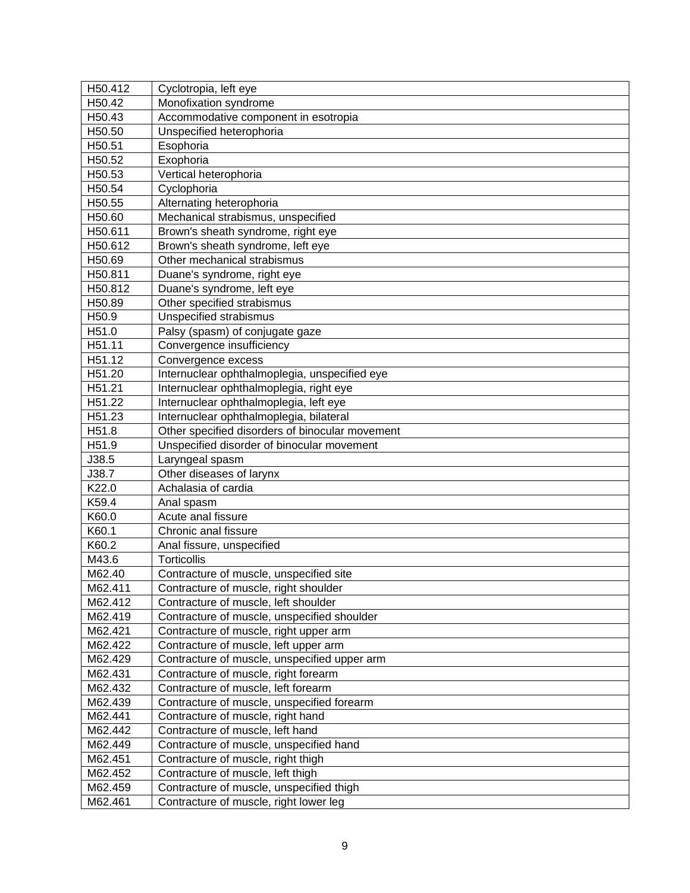| | |
|---|---|
| H50.412 | Cyclotropia, left eye |
| H50.42 | Monofixation syndrome |
| H50.43 | Accommodative component in esotropia |
| H50.50 | Unspecified heterophoria |
| H50.51 | Esophoria |
| H50.52 | Exophoria |
| H50.53 | Vertical heterophoria |
| H50.54 | Cyclophoria |
| H50.55 | Alternating heterophoria |
| H50.60 | Mechanical strabismus, unspecified |
| H50.611 | Brown's sheath syndrome, right eye |
| H50.612 | Brown's sheath syndrome, left eye |
| H50.69 | Other mechanical strabismus |
| H50.811 | Duane's syndrome, right eye |
| H50.812 | Duane's syndrome, left eye |
| H50.89 | Other specified strabismus |
| H50.9 | Unspecified strabismus |
| H51.0 | Palsy (spasm) of conjugate gaze |
| H51.11 | Convergence insufficiency |
| H51.12 | Convergence excess |
| H51.20 | Internuclear ophthalmoplegia, unspecified eye |
| H51.21 | Internuclear ophthalmoplegia, right eye |
| H51.22 | Internuclear ophthalmoplegia, left eye |
| H51.23 | Internuclear ophthalmoplegia, bilateral |
| H51.8 | Other specified disorders of binocular movement |
| H51.9 | Unspecified disorder of binocular movement |
| J38.5 | Laryngeal spasm |
| J38.7 | Other diseases of larynx |
| K22.0 | Achalasia of cardia |
| K59.4 | Anal spasm |
| K60.0 | Acute anal fissure |
| K60.1 | Chronic anal fissure |
| K60.2 | Anal fissure, unspecified |
| M43.6 | Torticollis |
| M62.40 | Contracture of muscle, unspecified site |
| M62.411 | Contracture of muscle, right shoulder |
| M62.412 | Contracture of muscle, left shoulder |
| M62.419 | Contracture of muscle, unspecified shoulder |
| M62.421 | Contracture of muscle, right upper arm |
| M62.422 | Contracture of muscle, left upper arm |
| M62.429 | Contracture of muscle, unspecified upper arm |
| M62.431 | Contracture of muscle, right forearm |
| M62.432 | Contracture of muscle, left forearm |
| M62.439 | Contracture of muscle, unspecified forearm |
| M62.441 | Contracture of muscle, right hand |
| M62.442 | Contracture of muscle, left hand |
| M62.449 | Contracture of muscle, unspecified hand |
| M62.451 | Contracture of muscle, right thigh |
| M62.452 | Contracture of muscle, left thigh |
| M62.459 | Contracture of muscle, unspecified thigh |
| M62.461 | Contracture of muscle, right lower leg |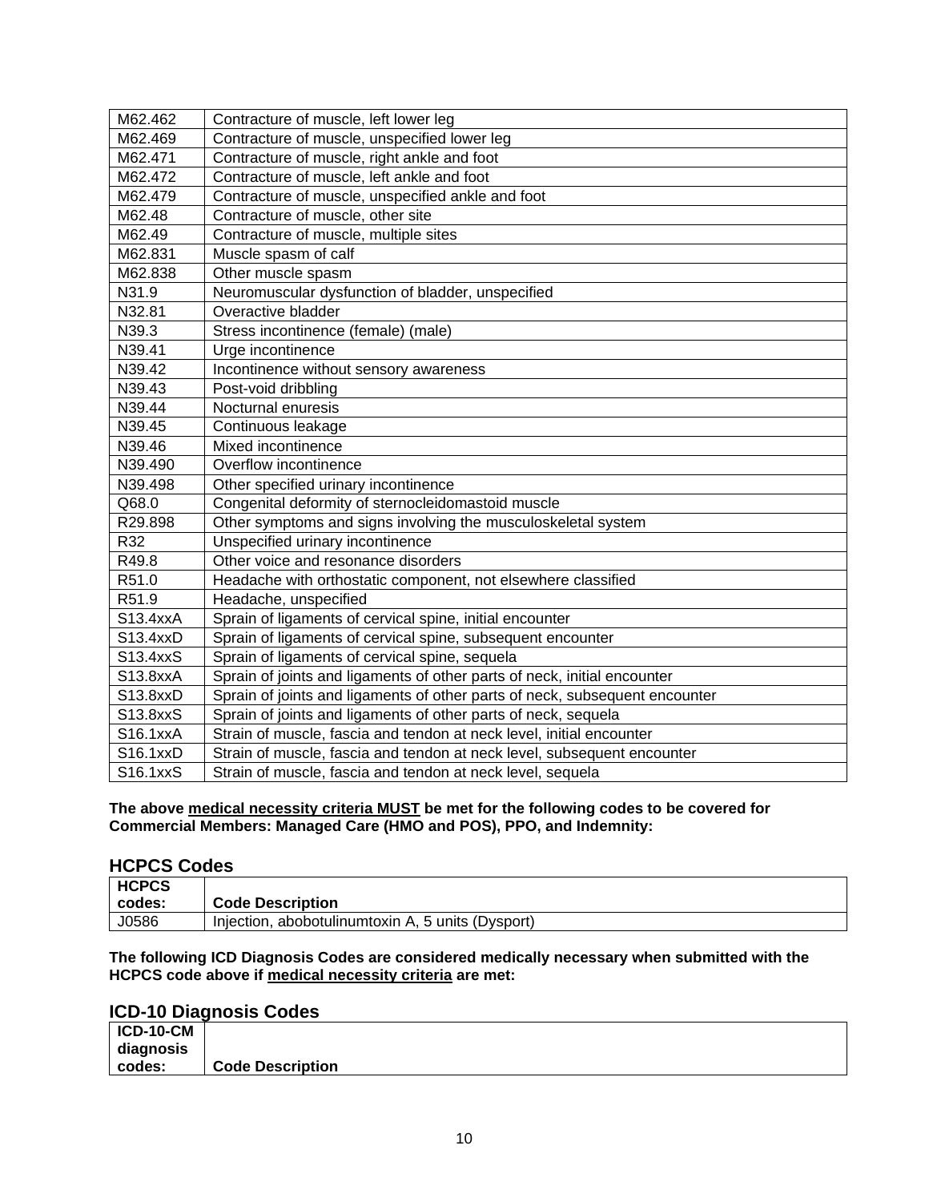| | |
|---|---|
| M62.462 | Contracture of muscle, left lower leg |
| M62.469 | Contracture of muscle, unspecified lower leg |
| M62.471 | Contracture of muscle, right ankle and foot |
| M62.472 | Contracture of muscle, left ankle and foot |
| M62.479 | Contracture of muscle, unspecified ankle and foot |
| M62.48 | Contracture of muscle, other site |
| M62.49 | Contracture of muscle, multiple sites |
| M62.831 | Muscle spasm of calf |
| M62.838 | Other muscle spasm |
| N31.9 | Neuromuscular dysfunction of bladder, unspecified |
| N32.81 | Overactive bladder |
| N39.3 | Stress incontinence (female) (male) |
| N39.41 | Urge incontinence |
| N39.42 | Incontinence without sensory awareness |
| N39.43 | Post-void dribbling |
| N39.44 | Nocturnal enuresis |
| N39.45 | Continuous leakage |
| N39.46 | Mixed incontinence |
| N39.490 | Overflow incontinence |
| N39.498 | Other specified urinary incontinence |
| Q68.0 | Congenital deformity of sternocleidomastoid muscle |
| R29.898 | Other symptoms and signs involving the musculoskeletal system |
| R32 | Unspecified urinary incontinence |
| R49.8 | Other voice and resonance disorders |
| R51.0 | Headache with orthostatic component, not elsewhere classified |
| R51.9 | Headache, unspecified |
| S13.4xxA | Sprain of ligaments of cervical spine, initial encounter |
| S13.4xxD | Sprain of ligaments of cervical spine, subsequent encounter |
| S13.4xxS | Sprain of ligaments of cervical spine, sequela |
| S13.8xxA | Sprain of joints and ligaments of other parts of neck, initial encounter |
| S13.8xxD | Sprain of joints and ligaments of other parts of neck, subsequent encounter |
| S13.8xxS | Sprain of joints and ligaments of other parts of neck, sequela |
| S16.1xxA | Strain of muscle, fascia and tendon at neck level, initial encounter |
| S16.1xxD | Strain of muscle, fascia and tendon at neck level, subsequent encounter |
| S16.1xxS | Strain of muscle, fascia and tendon at neck level, sequela |

**The above medical necessity criteria MUST be met for the following codes to be covered for Commercial Members: Managed Care (HMO and POS), PPO, and Indemnity:**

## HCPCS Codes

| HCPCS codes: | Code Description |
|---|---|
| J0586 | Injection, abobotulinumtoxin A, 5 units (Dysport) |

**The following ICD Diagnosis Codes are considered medically necessary when submitted with the HCPCS code above if medical necessity criteria are met:**

## ICD-10 Diagnosis Codes

| ICD-10-CM diagnosis codes: | Code Description |
|---|---|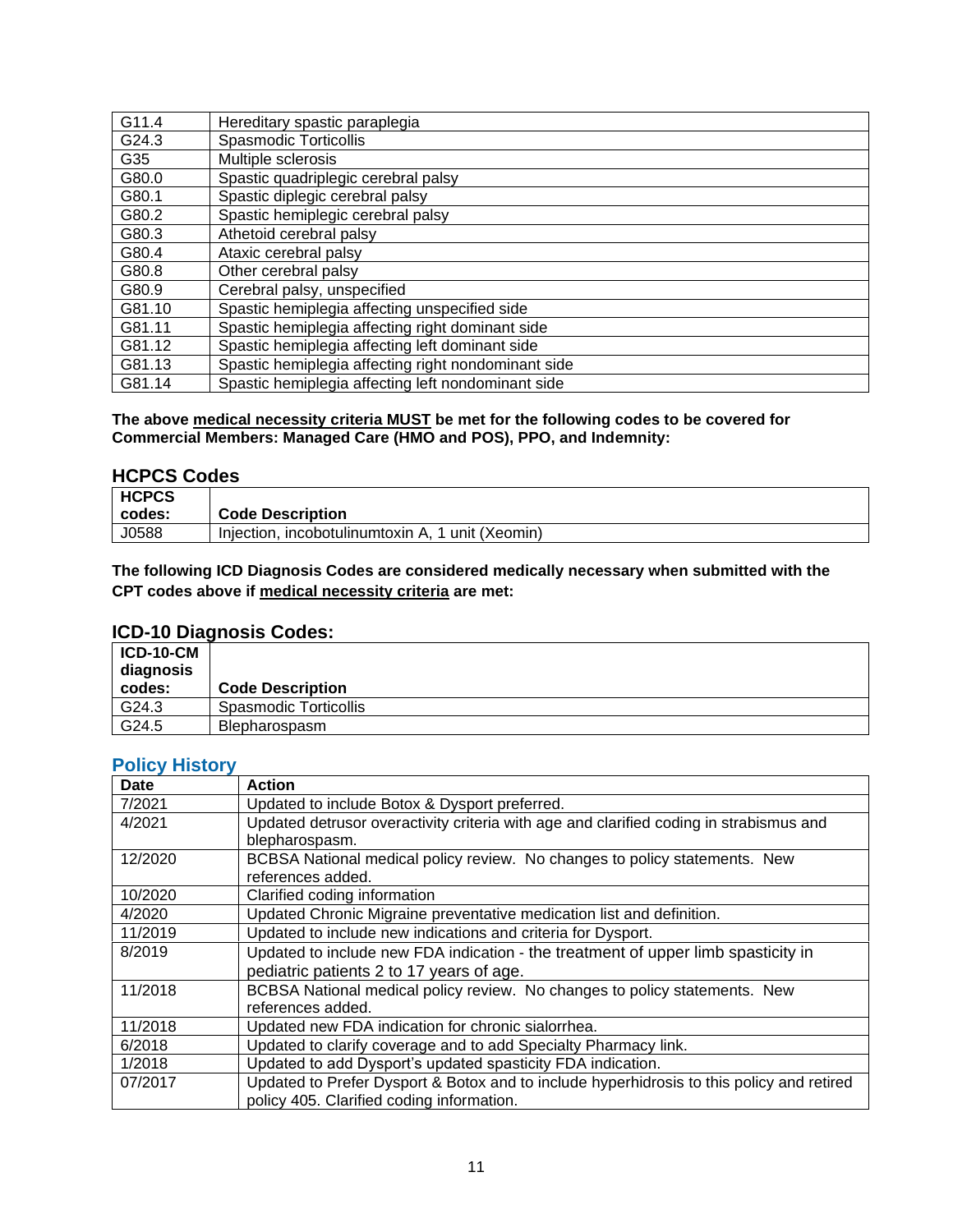| | |
|---|---|
| G11.4 | Hereditary spastic paraplegia |
| G24.3 | Spasmodic Torticollis |
| G35 | Multiple sclerosis |
| G80.0 | Spastic quadriplegic cerebral palsy |
| G80.1 | Spastic diplegic cerebral palsy |
| G80.2 | Spastic hemiplegic cerebral palsy |
| G80.3 | Athetoid cerebral palsy |
| G80.4 | Ataxic cerebral palsy |
| G80.8 | Other cerebral palsy |
| G80.9 | Cerebral palsy, unspecified |
| G81.10 | Spastic hemiplegia affecting unspecified side |
| G81.11 | Spastic hemiplegia affecting right dominant side |
| G81.12 | Spastic hemiplegia affecting left dominant side |
| G81.13 | Spastic hemiplegia affecting right nondominant side |
| G81.14 | Spastic hemiplegia affecting left nondominant side |

**The above medical necessity criteria MUST be met for the following codes to be covered for Commercial Members: Managed Care (HMO and POS), PPO, and Indemnity:**

### HCPCS Codes

| HCPCS codes: | Code Description |
|---|---|
| J0588 | Injection, incobotulinumtoxin A, 1 unit (Xeomin) |

**The following ICD Diagnosis Codes are considered medically necessary when submitted with the CPT codes above if medical necessity criteria are met:**

### ICD-10 Diagnosis Codes:

| ICD-10-CM diagnosis codes: | Code Description |
|---|---|
| G24.3 | Spasmodic Torticollis |
| G24.5 | Blepharospasm |

## Policy History

| Date | Action |
|---|---|
| 7/2021 | Updated to include Botox & Dysport preferred. |
| 4/2021 | Updated detrusor overactivity criteria with age and clarified coding in strabismus and blepharospasm. |
| 12/2020 | BCBSA National medical policy review. No changes to policy statements. New references added. |
| 10/2020 | Clarified coding information |
| 4/2020 | Updated Chronic Migraine preventative medication list and definition. |
| 11/2019 | Updated to include new indications and criteria for Dysport. |
| 8/2019 | Updated to include new FDA indication - the treatment of upper limb spasticity in pediatric patients 2 to 17 years of age. |
| 11/2018 | BCBSA National medical policy review. No changes to policy statements. New references added. |
| 11/2018 | Updated new FDA indication for chronic sialorrhea. |
| 6/2018 | Updated to clarify coverage and to add Specialty Pharmacy link. |
| 1/2018 | Updated to add Dysport's updated spasticity FDA indication. |
| 07/2017 | Updated to Prefer Dysport & Botox and to include hyperhidrosis to this policy and retired policy 405. Clarified coding information. |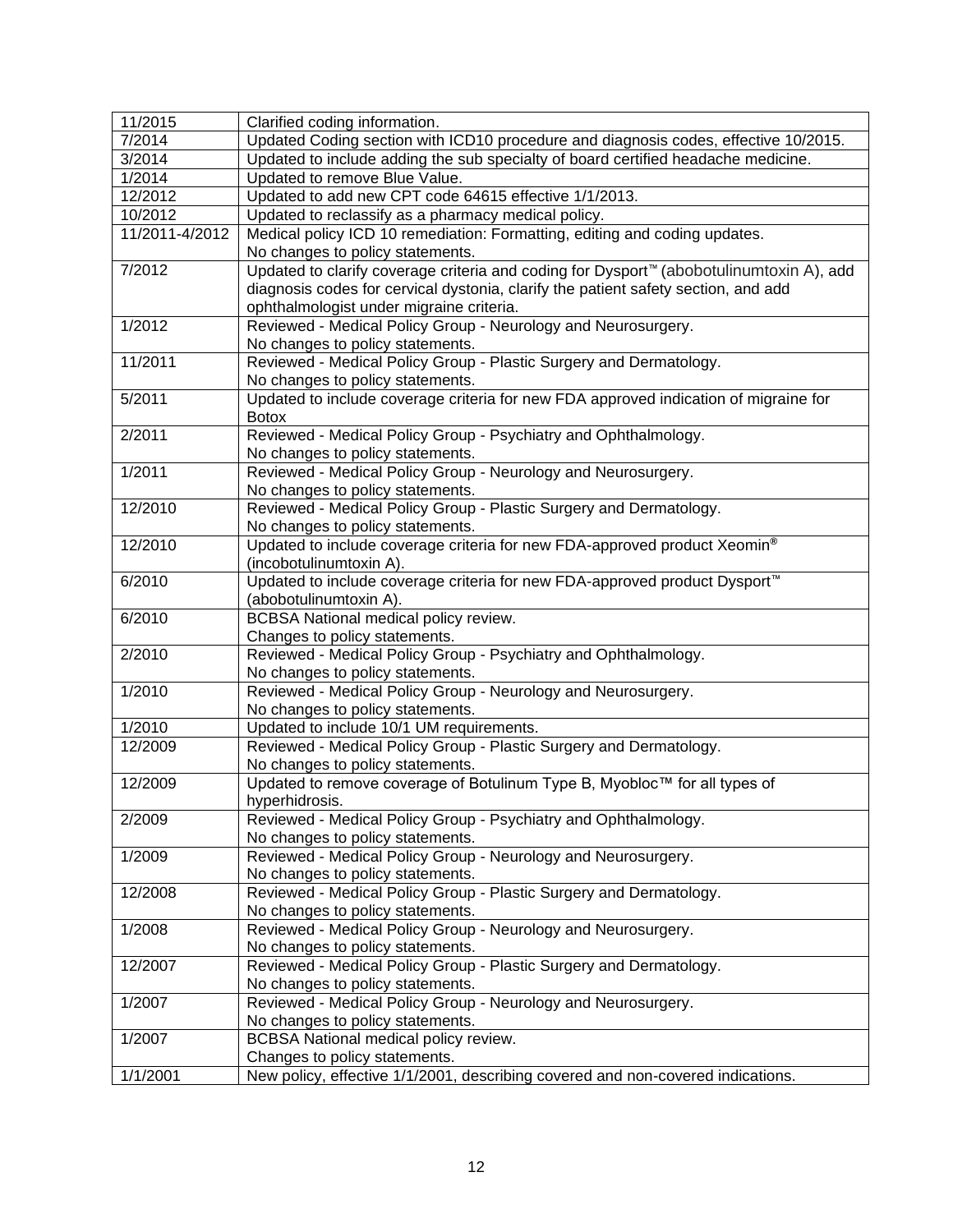| | |
|---|---|
| 11/2015 | Clarified coding information. |
| 7/2014 | Updated Coding section with ICD10 procedure and diagnosis codes, effective 10/2015. |
| 3/2014 | Updated to include adding the sub specialty of board certified headache medicine. |
| 1/2014 | Updated to remove Blue Value. |
| 12/2012 | Updated to add new CPT code 64615 effective 1/1/2013. |
| 10/2012 | Updated to reclassify as a pharmacy medical policy. |
| 11/2011-4/2012 | Medical policy ICD 10 remediation: Formatting, editing and coding updates. No changes to policy statements. |
| 7/2012 | Updated to clarify coverage criteria and coding for Dysport™ (abobotulinumtoxin A), add diagnosis codes for cervical dystonia, clarify the patient safety section, and add ophthalmologist under migraine criteria. |
| 1/2012 | Reviewed - Medical Policy Group - Neurology and Neurosurgery. No changes to policy statements. |
| 11/2011 | Reviewed - Medical Policy Group - Plastic Surgery and Dermatology. No changes to policy statements. |
| 5/2011 | Updated to include coverage criteria for new FDA approved indication of migraine for Botox |
| 2/2011 | Reviewed - Medical Policy Group - Psychiatry and Ophthalmology. No changes to policy statements. |
| 1/2011 | Reviewed - Medical Policy Group - Neurology and Neurosurgery. No changes to policy statements. |
| 12/2010 | Reviewed - Medical Policy Group - Plastic Surgery and Dermatology. No changes to policy statements. |
| 12/2010 | Updated to include coverage criteria for new FDA-approved product Xeomin® (incobotulinumtoxin A). |
| 6/2010 | Updated to include coverage criteria for new FDA-approved product Dysport™ (abobotulinumtoxin A). |
| 6/2010 | BCBSA National medical policy review. Changes to policy statements. |
| 2/2010 | Reviewed - Medical Policy Group - Psychiatry and Ophthalmology. No changes to policy statements. |
| 1/2010 | Reviewed - Medical Policy Group - Neurology and Neurosurgery. No changes to policy statements. |
| 1/2010 | Updated to include 10/1 UM requirements. |
| 12/2009 | Reviewed - Medical Policy Group - Plastic Surgery and Dermatology. No changes to policy statements. |
| 12/2009 | Updated to remove coverage of Botulinum Type B, Myobloc™ for all types of hyperhidrosis. |
| 2/2009 | Reviewed - Medical Policy Group - Psychiatry and Ophthalmology. No changes to policy statements. |
| 1/2009 | Reviewed - Medical Policy Group - Neurology and Neurosurgery. No changes to policy statements. |
| 12/2008 | Reviewed - Medical Policy Group - Plastic Surgery and Dermatology. No changes to policy statements. |
| 1/2008 | Reviewed - Medical Policy Group - Neurology and Neurosurgery. No changes to policy statements. |
| 12/2007 | Reviewed - Medical Policy Group - Plastic Surgery and Dermatology. No changes to policy statements. |
| 1/2007 | Reviewed - Medical Policy Group - Neurology and Neurosurgery. No changes to policy statements. |
| 1/2007 | BCBSA National medical policy review. Changes to policy statements. |
| 1/1/2001 | New policy, effective 1/1/2001, describing covered and non-covered indications. |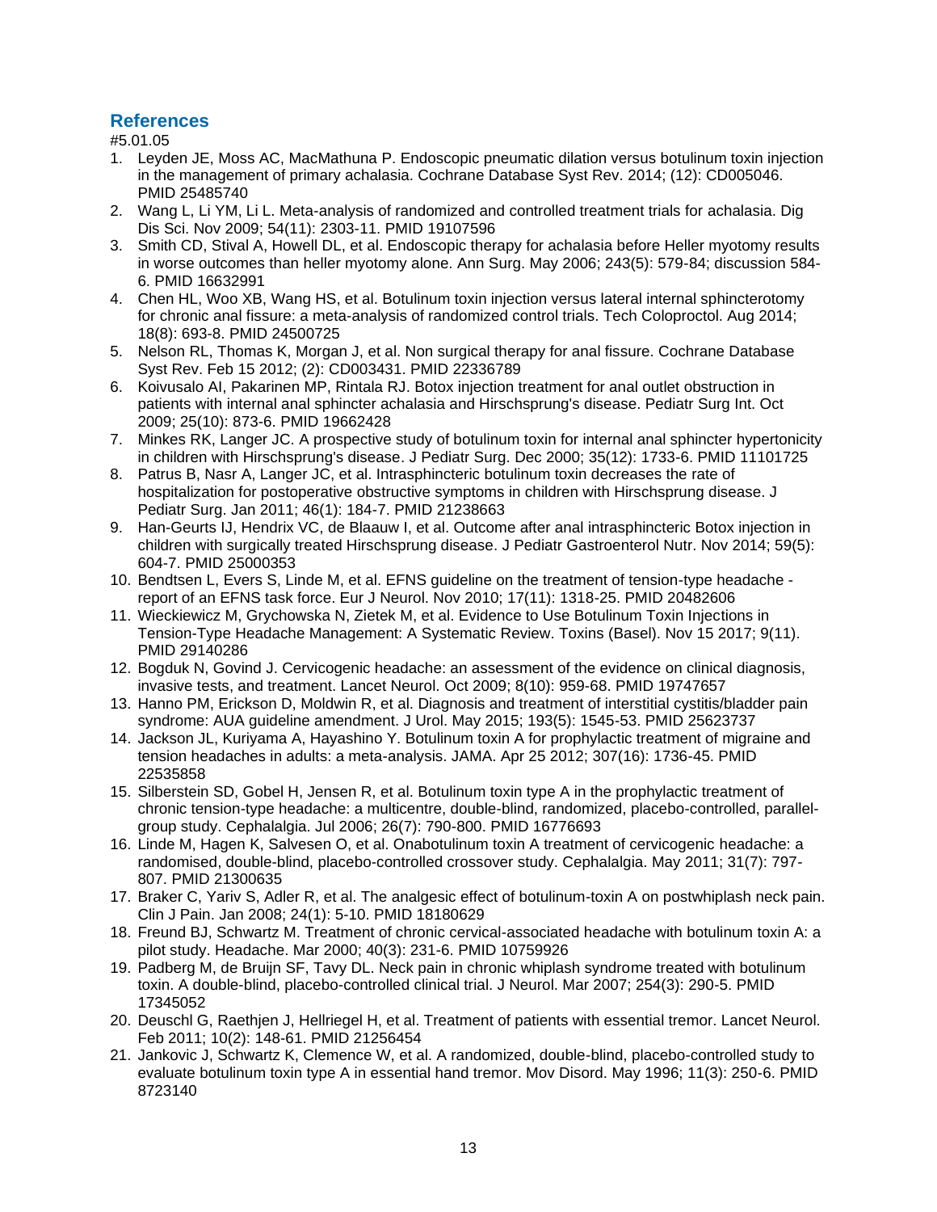## References

#5.01.05

1. Leyden JE, Moss AC, MacMathuna P. Endoscopic pneumatic dilation versus botulinum toxin injection in the management of primary achalasia. Cochrane Database Syst Rev. 2014; (12): CD005046. PMID 25485740
2. Wang L, Li YM, Li L. Meta-analysis of randomized and controlled treatment trials for achalasia. Dig Dis Sci. Nov 2009; 54(11): 2303-11. PMID 19107596
3. Smith CD, Stival A, Howell DL, et al. Endoscopic therapy for achalasia before Heller myotomy results in worse outcomes than heller myotomy alone. Ann Surg. May 2006; 243(5): 579-84; discussion 584-6. PMID 16632991
4. Chen HL, Woo XB, Wang HS, et al. Botulinum toxin injection versus lateral internal sphincterotomy for chronic anal fissure: a meta-analysis of randomized control trials. Tech Coloproctol. Aug 2014; 18(8): 693-8. PMID 24500725
5. Nelson RL, Thomas K, Morgan J, et al. Non surgical therapy for anal fissure. Cochrane Database Syst Rev. Feb 15 2012; (2): CD003431. PMID 22336789
6. Koivusalo AI, Pakarinen MP, Rintala RJ. Botox injection treatment for anal outlet obstruction in patients with internal anal sphincter achalasia and Hirschsprung's disease. Pediatr Surg Int. Oct 2009; 25(10): 873-6. PMID 19662428
7. Minkes RK, Langer JC. A prospective study of botulinum toxin for internal anal sphincter hypertonicity in children with Hirschsprung's disease. J Pediatr Surg. Dec 2000; 35(12): 1733-6. PMID 11101725
8. Patrus B, Nasr A, Langer JC, et al. Intrasphincteric botulinum toxin decreases the rate of hospitalization for postoperative obstructive symptoms in children with Hirschsprung disease. J Pediatr Surg. Jan 2011; 46(1): 184-7. PMID 21238663
9. Han-Geurts IJ, Hendrix VC, de Blaauw I, et al. Outcome after anal intrasphincteric Botox injection in children with surgically treated Hirschsprung disease. J Pediatr Gastroenterol Nutr. Nov 2014; 59(5): 604-7. PMID 25000353
10. Bendtsen L, Evers S, Linde M, et al. EFNS guideline on the treatment of tension-type headache - report of an EFNS task force. Eur J Neurol. Nov 2010; 17(11): 1318-25. PMID 20482606
11. Wieckiewicz M, Grychowska N, Zietek M, et al. Evidence to Use Botulinum Toxin Injections in Tension-Type Headache Management: A Systematic Review. Toxins (Basel). Nov 15 2017; 9(11). PMID 29140286
12. Bogduk N, Govind J. Cervicogenic headache: an assessment of the evidence on clinical diagnosis, invasive tests, and treatment. Lancet Neurol. Oct 2009; 8(10): 959-68. PMID 19747657
13. Hanno PM, Erickson D, Moldwin R, et al. Diagnosis and treatment of interstitial cystitis/bladder pain syndrome: AUA guideline amendment. J Urol. May 2015; 193(5): 1545-53. PMID 25623737
14. Jackson JL, Kuriyama A, Hayashino Y. Botulinum toxin A for prophylactic treatment of migraine and tension headaches in adults: a meta-analysis. JAMA. Apr 25 2012; 307(16): 1736-45. PMID 22535858
15. Silberstein SD, Gobel H, Jensen R, et al. Botulinum toxin type A in the prophylactic treatment of chronic tension-type headache: a multicentre, double-blind, randomized, placebo-controlled, parallel-group study. Cephalalgia. Jul 2006; 26(7): 790-800. PMID 16776693
16. Linde M, Hagen K, Salvesen O, et al. Onabotulinum toxin A treatment of cervicogenic headache: a randomised, double-blind, placebo-controlled crossover study. Cephalalgia. May 2011; 31(7): 797-807. PMID 21300635
17. Braker C, Yariv S, Adler R, et al. The analgesic effect of botulinum-toxin A on postwhiplash neck pain. Clin J Pain. Jan 2008; 24(1): 5-10. PMID 18180629
18. Freund BJ, Schwartz M. Treatment of chronic cervical-associated headache with botulinum toxin A: a pilot study. Headache. Mar 2000; 40(3): 231-6. PMID 10759926
19. Padberg M, de Bruijn SF, Tavy DL. Neck pain in chronic whiplash syndrome treated with botulinum toxin. A double-blind, placebo-controlled clinical trial. J Neurol. Mar 2007; 254(3): 290-5. PMID 17345052
20. Deuschl G, Raethjen J, Hellriegel H, et al. Treatment of patients with essential tremor. Lancet Neurol. Feb 2011; 10(2): 148-61. PMID 21256454
21. Jankovic J, Schwartz K, Clemence W, et al. A randomized, double-blind, placebo-controlled study to evaluate botulinum toxin type A in essential hand tremor. Mov Disord. May 1996; 11(3): 250-6. PMID 8723140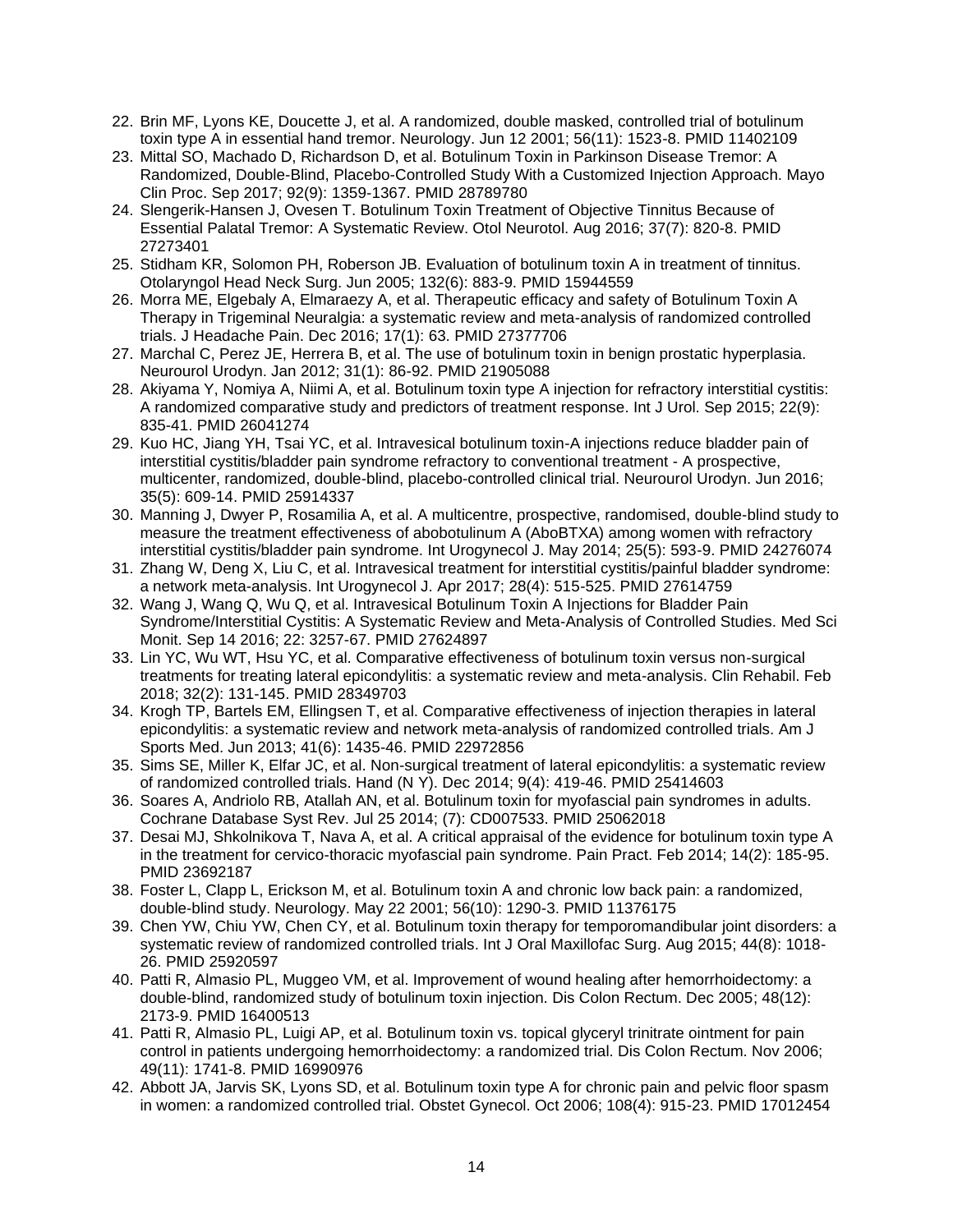22. Brin MF, Lyons KE, Doucette J, et al. A randomized, double masked, controlled trial of botulinum toxin type A in essential hand tremor. Neurology. Jun 12 2001; 56(11): 1523-8. PMID 11402109
23. Mittal SO, Machado D, Richardson D, et al. Botulinum Toxin in Parkinson Disease Tremor: A Randomized, Double-Blind, Placebo-Controlled Study With a Customized Injection Approach. Mayo Clin Proc. Sep 2017; 92(9): 1359-1367. PMID 28789780
24. Slengerik-Hansen J, Ovesen T. Botulinum Toxin Treatment of Objective Tinnitus Because of Essential Palatal Tremor: A Systematic Review. Otol Neurotol. Aug 2016; 37(7): 820-8. PMID 27273401
25. Stidham KR, Solomon PH, Roberson JB. Evaluation of botulinum toxin A in treatment of tinnitus. Otolaryngol Head Neck Surg. Jun 2005; 132(6): 883-9. PMID 15944559
26. Morra ME, Elgebaly A, Elmaraezy A, et al. Therapeutic efficacy and safety of Botulinum Toxin A Therapy in Trigeminal Neuralgia: a systematic review and meta-analysis of randomized controlled trials. J Headache Pain. Dec 2016; 17(1): 63. PMID 27377706
27. Marchal C, Perez JE, Herrera B, et al. The use of botulinum toxin in benign prostatic hyperplasia. Neurourol Urodyn. Jan 2012; 31(1): 86-92. PMID 21905088
28. Akiyama Y, Nomiya A, Niimi A, et al. Botulinum toxin type A injection for refractory interstitial cystitis: A randomized comparative study and predictors of treatment response. Int J Urol. Sep 2015; 22(9): 835-41. PMID 26041274
29. Kuo HC, Jiang YH, Tsai YC, et al. Intravesical botulinum toxin-A injections reduce bladder pain of interstitial cystitis/bladder pain syndrome refractory to conventional treatment - A prospective, multicenter, randomized, double-blind, placebo-controlled clinical trial. Neurourol Urodyn. Jun 2016; 35(5): 609-14. PMID 25914337
30. Manning J, Dwyer P, Rosamilia A, et al. A multicentre, prospective, randomised, double-blind study to measure the treatment effectiveness of abobotulinum A (AboBTXA) among women with refractory interstitial cystitis/bladder pain syndrome. Int Urogynecol J. May 2014; 25(5): 593-9. PMID 24276074
31. Zhang W, Deng X, Liu C, et al. Intravesical treatment for interstitial cystitis/painful bladder syndrome: a network meta-analysis. Int Urogynecol J. Apr 2017; 28(4): 515-525. PMID 27614759
32. Wang J, Wang Q, Wu Q, et al. Intravesical Botulinum Toxin A Injections for Bladder Pain Syndrome/Interstitial Cystitis: A Systematic Review and Meta-Analysis of Controlled Studies. Med Sci Monit. Sep 14 2016; 22: 3257-67. PMID 27624897
33. Lin YC, Wu WT, Hsu YC, et al. Comparative effectiveness of botulinum toxin versus non-surgical treatments for treating lateral epicondylitis: a systematic review and meta-analysis. Clin Rehabil. Feb 2018; 32(2): 131-145. PMID 28349703
34. Krogh TP, Bartels EM, Ellingsen T, et al. Comparative effectiveness of injection therapies in lateral epicondylitis: a systematic review and network meta-analysis of randomized controlled trials. Am J Sports Med. Jun 2013; 41(6): 1435-46. PMID 22972856
35. Sims SE, Miller K, Elfar JC, et al. Non-surgical treatment of lateral epicondylitis: a systematic review of randomized controlled trials. Hand (N Y). Dec 2014; 9(4): 419-46. PMID 25414603
36. Soares A, Andriolo RB, Atallah AN, et al. Botulinum toxin for myofascial pain syndromes in adults. Cochrane Database Syst Rev. Jul 25 2014; (7): CD007533. PMID 25062018
37. Desai MJ, Shkolnikova T, Nava A, et al. A critical appraisal of the evidence for botulinum toxin type A in the treatment for cervico-thoracic myofascial pain syndrome. Pain Pract. Feb 2014; 14(2): 185-95. PMID 23692187
38. Foster L, Clapp L, Erickson M, et al. Botulinum toxin A and chronic low back pain: a randomized, double-blind study. Neurology. May 22 2001; 56(10): 1290-3. PMID 11376175
39. Chen YW, Chiu YW, Chen CY, et al. Botulinum toxin therapy for temporomandibular joint disorders: a systematic review of randomized controlled trials. Int J Oral Maxillofac Surg. Aug 2015; 44(8): 1018-26. PMID 25920597
40. Patti R, Almasio PL, Muggeo VM, et al. Improvement of wound healing after hemorrhoidectomy: a double-blind, randomized study of botulinum toxin injection. Dis Colon Rectum. Dec 2005; 48(12): 2173-9. PMID 16400513
41. Patti R, Almasio PL, Luigi AP, et al. Botulinum toxin vs. topical glyceryl trinitrate ointment for pain control in patients undergoing hemorrhoidectomy: a randomized trial. Dis Colon Rectum. Nov 2006; 49(11): 1741-8. PMID 16990976
42. Abbott JA, Jarvis SK, Lyons SD, et al. Botulinum toxin type A for chronic pain and pelvic floor spasm in women: a randomized controlled trial. Obstet Gynecol. Oct 2006; 108(4): 915-23. PMID 17012454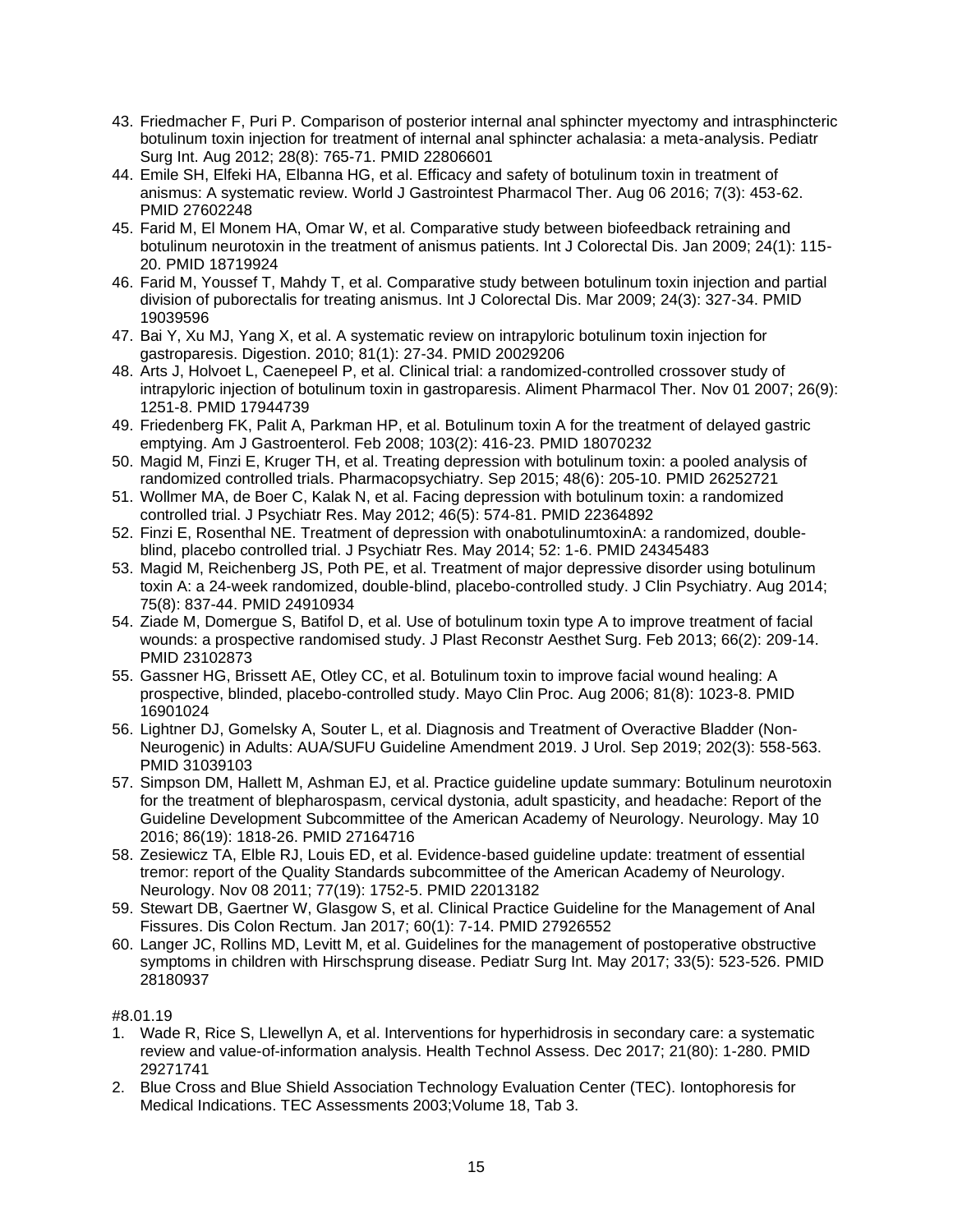43. Friedmacher F, Puri P. Comparison of posterior internal anal sphincter myectomy and intrasphincteric botulinum toxin injection for treatment of internal anal sphincter achalasia: a meta-analysis. Pediatr Surg Int. Aug 2012; 28(8): 765-71. PMID 22806601
44. Emile SH, Elfeki HA, Elbanna HG, et al. Efficacy and safety of botulinum toxin in treatment of anismus: A systematic review. World J Gastrointest Pharmacol Ther. Aug 06 2016; 7(3): 453-62. PMID 27602248
45. Farid M, El Monem HA, Omar W, et al. Comparative study between biofeedback retraining and botulinum neurotoxin in the treatment of anismus patients. Int J Colorectal Dis. Jan 2009; 24(1): 115-20. PMID 18719924
46. Farid M, Youssef T, Mahdy T, et al. Comparative study between botulinum toxin injection and partial division of puborectalis for treating anismus. Int J Colorectal Dis. Mar 2009; 24(3): 327-34. PMID 19039596
47. Bai Y, Xu MJ, Yang X, et al. A systematic review on intrapyloric botulinum toxin injection for gastroparesis. Digestion. 2010; 81(1): 27-34. PMID 20029206
48. Arts J, Holvoet L, Caenepeel P, et al. Clinical trial: a randomized-controlled crossover study of intrapyloric injection of botulinum toxin in gastroparesis. Aliment Pharmacol Ther. Nov 01 2007; 26(9): 1251-8. PMID 17944739
49. Friedenberg FK, Palit A, Parkman HP, et al. Botulinum toxin A for the treatment of delayed gastric emptying. Am J Gastroenterol. Feb 2008; 103(2): 416-23. PMID 18070232
50. Magid M, Finzi E, Kruger TH, et al. Treating depression with botulinum toxin: a pooled analysis of randomized controlled trials. Pharmacopsychiatry. Sep 2015; 48(6): 205-10. PMID 26252721
51. Wollmer MA, de Boer C, Kalak N, et al. Facing depression with botulinum toxin: a randomized controlled trial. J Psychiatr Res. May 2012; 46(5): 574-81. PMID 22364892
52. Finzi E, Rosenthal NE. Treatment of depression with onabotulinumtoxinA: a randomized, double-blind, placebo controlled trial. J Psychiatr Res. May 2014; 52: 1-6. PMID 24345483
53. Magid M, Reichenberg JS, Poth PE, et al. Treatment of major depressive disorder using botulinum toxin A: a 24-week randomized, double-blind, placebo-controlled study. J Clin Psychiatry. Aug 2014; 75(8): 837-44. PMID 24910934
54. Ziade M, Domergue S, Batifol D, et al. Use of botulinum toxin type A to improve treatment of facial wounds: a prospective randomised study. J Plast Reconstr Aesthet Surg. Feb 2013; 66(2): 209-14. PMID 23102873
55. Gassner HG, Brissett AE, Otley CC, et al. Botulinum toxin to improve facial wound healing: A prospective, blinded, placebo-controlled study. Mayo Clin Proc. Aug 2006; 81(8): 1023-8. PMID 16901024
56. Lightner DJ, Gomelsky A, Souter L, et al. Diagnosis and Treatment of Overactive Bladder (Non-Neurogenic) in Adults: AUA/SUFU Guideline Amendment 2019. J Urol. Sep 2019; 202(3): 558-563. PMID 31039103
57. Simpson DM, Hallett M, Ashman EJ, et al. Practice guideline update summary: Botulinum neurotoxin for the treatment of blepharospasm, cervical dystonia, adult spasticity, and headache: Report of the Guideline Development Subcommittee of the American Academy of Neurology. Neurology. May 10 2016; 86(19): 1818-26. PMID 27164716
58. Zesiewicz TA, Elble RJ, Louis ED, et al. Evidence-based guideline update: treatment of essential tremor: report of the Quality Standards subcommittee of the American Academy of Neurology. Neurology. Nov 08 2011; 77(19): 1752-5. PMID 22013182
59. Stewart DB, Gaertner W, Glasgow S, et al. Clinical Practice Guideline for the Management of Anal Fissures. Dis Colon Rectum. Jan 2017; 60(1): 7-14. PMID 27926552
60. Langer JC, Rollins MD, Levitt M, et al. Guidelines for the management of postoperative obstructive symptoms in children with Hirschsprung disease. Pediatr Surg Int. May 2017; 33(5): 523-526. PMID 28180937

#8.01.19

1. Wade R, Rice S, Llewellyn A, et al. Interventions for hyperhidrosis in secondary care: a systematic review and value-of-information analysis. Health Technol Assess. Dec 2017; 21(80): 1-280. PMID 29271741
2. Blue Cross and Blue Shield Association Technology Evaluation Center (TEC). Iontophoresis for Medical Indications. TEC Assessments 2003;Volume 18, Tab 3.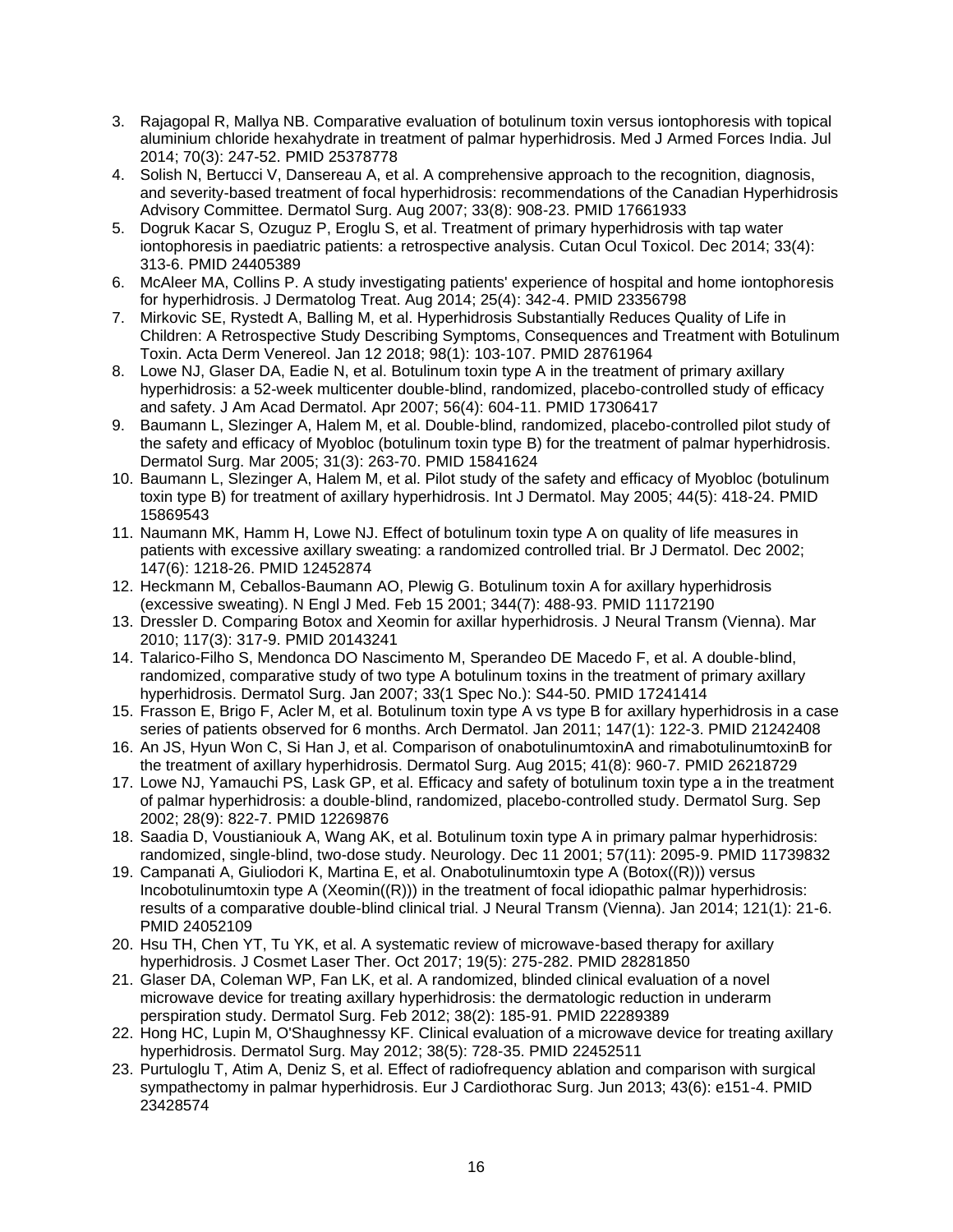3. Rajagopal R, Mallya NB. Comparative evaluation of botulinum toxin versus iontophoresis with topical aluminium chloride hexahydrate in treatment of palmar hyperhidrosis. Med J Armed Forces India. Jul 2014; 70(3): 247-52. PMID 25378778
4. Solish N, Bertucci V, Dansereau A, et al. A comprehensive approach to the recognition, diagnosis, and severity-based treatment of focal hyperhidrosis: recommendations of the Canadian Hyperhidrosis Advisory Committee. Dermatol Surg. Aug 2007; 33(8): 908-23. PMID 17661933
5. Dogruk Kacar S, Ozuguz P, Eroglu S, et al. Treatment of primary hyperhidrosis with tap water iontophoresis in paediatric patients: a retrospective analysis. Cutan Ocul Toxicol. Dec 2014; 33(4): 313-6. PMID 24405389
6. McAleer MA, Collins P. A study investigating patients' experience of hospital and home iontophoresis for hyperhidrosis. J Dermatolog Treat. Aug 2014; 25(4): 342-4. PMID 23356798
7. Mirkovic SE, Rystedt A, Balling M, et al. Hyperhidrosis Substantially Reduces Quality of Life in Children: A Retrospective Study Describing Symptoms, Consequences and Treatment with Botulinum Toxin. Acta Derm Venereol. Jan 12 2018; 98(1): 103-107. PMID 28761964
8. Lowe NJ, Glaser DA, Eadie N, et al. Botulinum toxin type A in the treatment of primary axillary hyperhidrosis: a 52-week multicenter double-blind, randomized, placebo-controlled study of efficacy and safety. J Am Acad Dermatol. Apr 2007; 56(4): 604-11. PMID 17306417
9. Baumann L, Slezinger A, Halem M, et al. Double-blind, randomized, placebo-controlled pilot study of the safety and efficacy of Myobloc (botulinum toxin type B) for the treatment of palmar hyperhidrosis. Dermatol Surg. Mar 2005; 31(3): 263-70. PMID 15841624
10. Baumann L, Slezinger A, Halem M, et al. Pilot study of the safety and efficacy of Myobloc (botulinum toxin type B) for treatment of axillary hyperhidrosis. Int J Dermatol. May 2005; 44(5): 418-24. PMID 15869543
11. Naumann MK, Hamm H, Lowe NJ. Effect of botulinum toxin type A on quality of life measures in patients with excessive axillary sweating: a randomized controlled trial. Br J Dermatol. Dec 2002; 147(6): 1218-26. PMID 12452874
12. Heckmann M, Ceballos-Baumann AO, Plewig G. Botulinum toxin A for axillary hyperhidrosis (excessive sweating). N Engl J Med. Feb 15 2001; 344(7): 488-93. PMID 11172190
13. Dressler D. Comparing Botox and Xeomin for axillar hyperhidrosis. J Neural Transm (Vienna). Mar 2010; 117(3): 317-9. PMID 20143241
14. Talarico-Filho S, Mendonca DO Nascimento M, Sperandeo DE Macedo F, et al. A double-blind, randomized, comparative study of two type A botulinum toxins in the treatment of primary axillary hyperhidrosis. Dermatol Surg. Jan 2007; 33(1 Spec No.): S44-50. PMID 17241414
15. Frasson E, Brigo F, Acler M, et al. Botulinum toxin type A vs type B for axillary hyperhidrosis in a case series of patients observed for 6 months. Arch Dermatol. Jan 2011; 147(1): 122-3. PMID 21242408
16. An JS, Hyun Won C, Si Han J, et al. Comparison of onabotulinumtoxinA and rimabotulinumtoxinB for the treatment of axillary hyperhidrosis. Dermatol Surg. Aug 2015; 41(8): 960-7. PMID 26218729
17. Lowe NJ, Yamauchi PS, Lask GP, et al. Efficacy and safety of botulinum toxin type a in the treatment of palmar hyperhidrosis: a double-blind, randomized, placebo-controlled study. Dermatol Surg. Sep 2002; 28(9): 822-7. PMID 12269876
18. Saadia D, Voustianiouk A, Wang AK, et al. Botulinum toxin type A in primary palmar hyperhidrosis: randomized, single-blind, two-dose study. Neurology. Dec 11 2001; 57(11): 2095-9. PMID 11739832
19. Campanati A, Giuliodori K, Martina E, et al. Onabotulinumtoxin type A (Botox((R))) versus Incobotulinumtoxin type A (Xeomin((R))) in the treatment of focal idiopathic palmar hyperhidrosis: results of a comparative double-blind clinical trial. J Neural Transm (Vienna). Jan 2014; 121(1): 21-6. PMID 24052109
20. Hsu TH, Chen YT, Tu YK, et al. A systematic review of microwave-based therapy for axillary hyperhidrosis. J Cosmet Laser Ther. Oct 2017; 19(5): 275-282. PMID 28281850
21. Glaser DA, Coleman WP, Fan LK, et al. A randomized, blinded clinical evaluation of a novel microwave device for treating axillary hyperhidrosis: the dermatologic reduction in underarm perspiration study. Dermatol Surg. Feb 2012; 38(2): 185-91. PMID 22289389
22. Hong HC, Lupin M, O'Shaughnessy KF. Clinical evaluation of a microwave device for treating axillary hyperhidrosis. Dermatol Surg. May 2012; 38(5): 728-35. PMID 22452511
23. Purtuloglu T, Atim A, Deniz S, et al. Effect of radiofrequency ablation and comparison with surgical sympathectomy in palmar hyperhidrosis. Eur J Cardiothorac Surg. Jun 2013; 43(6): e151-4. PMID 23428574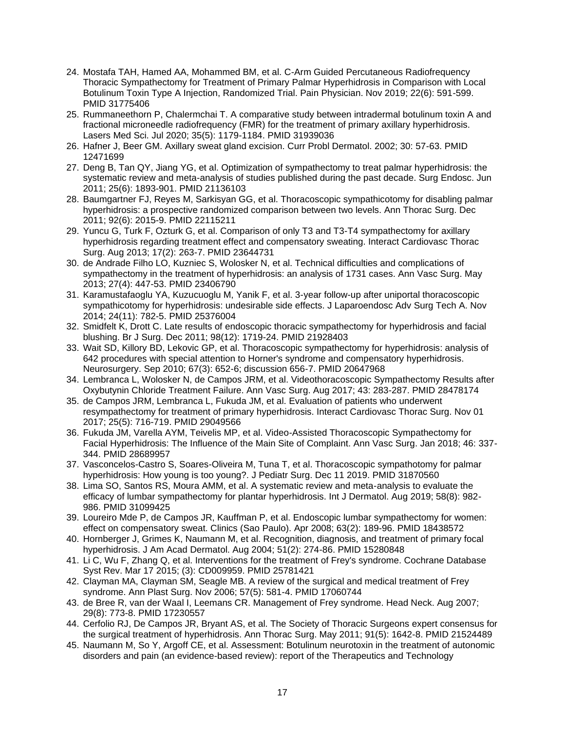24. Mostafa TAH, Hamed AA, Mohammed BM, et al. C-Arm Guided Percutaneous Radiofrequency Thoracic Sympathectomy for Treatment of Primary Palmar Hyperhidrosis in Comparison with Local Botulinum Toxin Type A Injection, Randomized Trial. Pain Physician. Nov 2019; 22(6): 591-599. PMID 31775406
25. Rummaneethorn P, Chalermchai T. A comparative study between intradermal botulinum toxin A and fractional microneedle radiofrequency (FMR) for the treatment of primary axillary hyperhidrosis. Lasers Med Sci. Jul 2020; 35(5): 1179-1184. PMID 31939036
26. Hafner J, Beer GM. Axillary sweat gland excision. Curr Probl Dermatol. 2002; 30: 57-63. PMID 12471699
27. Deng B, Tan QY, Jiang YG, et al. Optimization of sympathectomy to treat palmar hyperhidrosis: the systematic review and meta-analysis of studies published during the past decade. Surg Endosc. Jun 2011; 25(6): 1893-901. PMID 21136103
28. Baumgartner FJ, Reyes M, Sarkisyan GG, et al. Thoracoscopic sympathicotomy for disabling palmar hyperhidrosis: a prospective randomized comparison between two levels. Ann Thorac Surg. Dec 2011; 92(6): 2015-9. PMID 22115211
29. Yuncu G, Turk F, Ozturk G, et al. Comparison of only T3 and T3-T4 sympathectomy for axillary hyperhidrosis regarding treatment effect and compensatory sweating. Interact Cardiovasc Thorac Surg. Aug 2013; 17(2): 263-7. PMID 23644731
30. de Andrade Filho LO, Kuzniec S, Wolosker N, et al. Technical difficulties and complications of sympathectomy in the treatment of hyperhidrosis: an analysis of 1731 cases. Ann Vasc Surg. May 2013; 27(4): 447-53. PMID 23406790
31. Karamustafaoglu YA, Kuzucuoglu M, Yanik F, et al. 3-year follow-up after uniportal thoracoscopic sympathicotomy for hyperhidrosis: undesirable side effects. J Laparoendosc Adv Surg Tech A. Nov 2014; 24(11): 782-5. PMID 25376004
32. Smidfelt K, Drott C. Late results of endoscopic thoracic sympathectomy for hyperhidrosis and facial blushing. Br J Surg. Dec 2011; 98(12): 1719-24. PMID 21928403
33. Wait SD, Killory BD, Lekovic GP, et al. Thoracoscopic sympathectomy for hyperhidrosis: analysis of 642 procedures with special attention to Horner's syndrome and compensatory hyperhidrosis. Neurosurgery. Sep 2010; 67(3): 652-6; discussion 656-7. PMID 20647968
34. Lembranca L, Wolosker N, de Campos JRM, et al. Videothoracoscopic Sympathectomy Results after Oxybutynin Chloride Treatment Failure. Ann Vasc Surg. Aug 2017; 43: 283-287. PMID 28478174
35. de Campos JRM, Lembranca L, Fukuda JM, et al. Evaluation of patients who underwent resympathectomy for treatment of primary hyperhidrosis. Interact Cardiovasc Thorac Surg. Nov 01 2017; 25(5): 716-719. PMID 29049566
36. Fukuda JM, Varella AYM, Teivelis MP, et al. Video-Assisted Thoracoscopic Sympathectomy for Facial Hyperhidrosis: The Influence of the Main Site of Complaint. Ann Vasc Surg. Jan 2018; 46: 337-344. PMID 28689957
37. Vasconcelos-Castro S, Soares-Oliveira M, Tuna T, et al. Thoracoscopic sympathotomy for palmar hyperhidrosis: How young is too young?. J Pediatr Surg. Dec 11 2019. PMID 31870560
38. Lima SO, Santos RS, Moura AMM, et al. A systematic review and meta-analysis to evaluate the efficacy of lumbar sympathectomy for plantar hyperhidrosis. Int J Dermatol. Aug 2019; 58(8): 982-986. PMID 31099425
39. Loureiro Mde P, de Campos JR, Kauffman P, et al. Endoscopic lumbar sympathectomy for women: effect on compensatory sweat. Clinics (Sao Paulo). Apr 2008; 63(2): 189-96. PMID 18438572
40. Hornberger J, Grimes K, Naumann M, et al. Recognition, diagnosis, and treatment of primary focal hyperhidrosis. J Am Acad Dermatol. Aug 2004; 51(2): 274-86. PMID 15280848
41. Li C, Wu F, Zhang Q, et al. Interventions for the treatment of Frey's syndrome. Cochrane Database Syst Rev. Mar 17 2015; (3): CD009959. PMID 25781421
42. Clayman MA, Clayman SM, Seagle MB. A review of the surgical and medical treatment of Frey syndrome. Ann Plast Surg. Nov 2006; 57(5): 581-4. PMID 17060744
43. de Bree R, van der Waal I, Leemans CR. Management of Frey syndrome. Head Neck. Aug 2007; 29(8): 773-8. PMID 17230557
44. Cerfolio RJ, De Campos JR, Bryant AS, et al. The Society of Thoracic Surgeons expert consensus for the surgical treatment of hyperhidrosis. Ann Thorac Surg. May 2011; 91(5): 1642-8. PMID 21524489
45. Naumann M, So Y, Argoff CE, et al. Assessment: Botulinum neurotoxin in the treatment of autonomic disorders and pain (an evidence-based review): report of the Therapeutics and Technology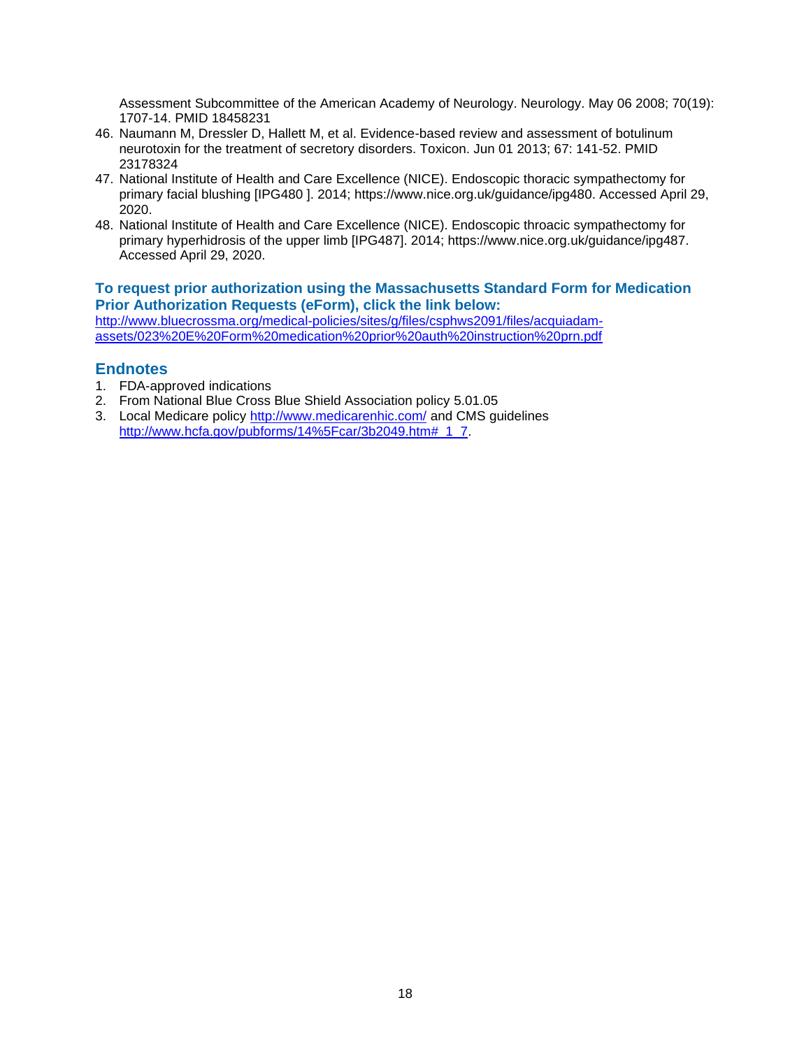Assessment Subcommittee of the American Academy of Neurology. Neurology. May 06 2008; 70(19): 1707-14. PMID 18458231

46. Naumann M, Dressler D, Hallett M, et al. Evidence-based review and assessment of botulinum neurotoxin for the treatment of secretory disorders. Toxicon. Jun 01 2013; 67: 141-52. PMID 23178324
47. National Institute of Health and Care Excellence (NICE). Endoscopic thoracic sympathectomy for primary facial blushing [IPG480 ]. 2014; https://www.nice.org.uk/guidance/ipg480. Accessed April 29, 2020.
48. National Institute of Health and Care Excellence (NICE). Endoscopic throacic sympathectomy for primary hyperhidrosis of the upper limb [IPG487]. 2014; https://www.nice.org.uk/guidance/ipg487. Accessed April 29, 2020.

### To request prior authorization using the Massachusetts Standard Form for Medication Prior Authorization Requests (eForm), click the link below:

[http://www.bluecrossma.org/medical-policies/sites/g/files/csphws2091/files/acquiadam-assets/023%20E%20Form%20medication%20prior%20auth%20instruction%20prn.pdf](http://www.bluecrossma.org/medical-policies/sites/g/files/csphws2091/files/acquiadam-assets/023%20E%20Form%20medication%20prior%20auth%20instruction%20prn.pdf)

## Endnotes

1. FDA-approved indications
2. From National Blue Cross Blue Shield Association policy 5.01.05
3. Local Medicare policy [http://www.medicarenhic.com/](http://www.medicarenhic.com/) and CMS guidelines [http://www.hcfa.gov/pubforms/14%5Fcar/3b2049.htm#_1_7](http://www.hcfa.gov/pubforms/14%5Fcar/3b2049.htm#_1_7).